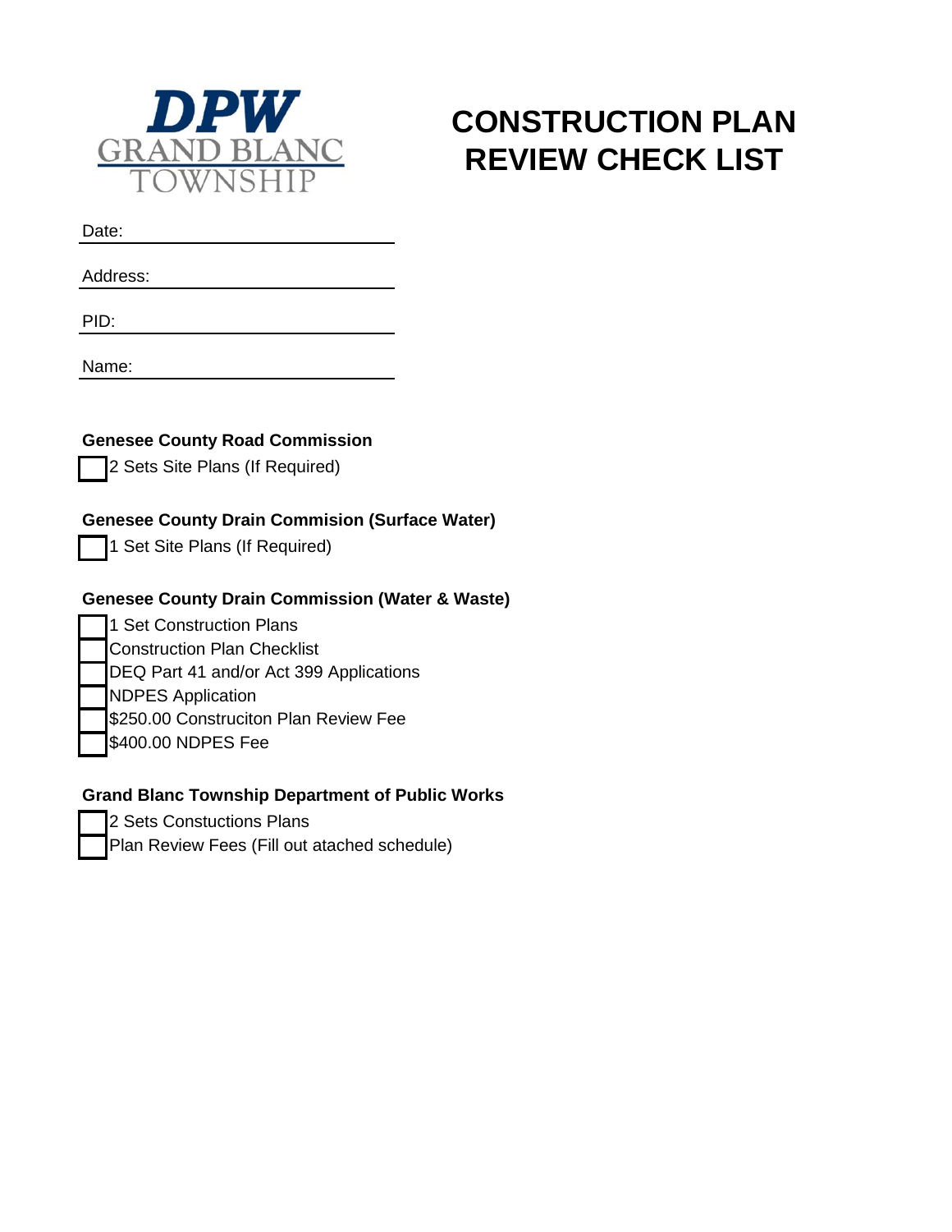DPW GRAND BLANC TOWNSHIP

# CONSTRUCTION PLAN REVIEW CHECK LIST

Date: \_\_\_\_\_\_\_\_\_\_\_\_\_\_\_\_\_\_\_\_\_\_\_\_\_\_\_\_\_\_

Address: \_\_\_\_\_\_\_\_\_\_\_\_\_\_\_\_\_\_\_\_\_\_\_\_\_\_\_\_\_\_

PID: \_\_\_\_\_\_\_\_\_\_\_\_\_\_\_\_\_\_\_\_\_\_\_\_\_\_\_\_\_\_

Name: \_\_\_\_\_\_\_\_\_\_\_\_\_\_\_\_\_\_\_\_\_\_\_\_\_\_\_\_\_\_

**Genesee County Road Commission**

- [ ] 2 Sets Site Plans (If Required)

**Genesee County Drain Commision (Surface Water)**

- [ ] 1 Set Site Plans (If Required)

**Genesee County Drain Commission (Water & Waste)**

- [ ] 1 Set Construction Plans
- [ ] Construction Plan Checklist
- [ ] DEQ Part 41 and/or Act 399 Applications
- [ ] NDPES Application
- [ ] $250.00 Construciton Plan Review Fee
- [ ] $400.00 NDPES Fee

**Grand Blanc Township Department of Public Works**

- [ ] 2 Sets Constuctions Plans
- [ ] Plan Review Fees (Fill out atached schedule)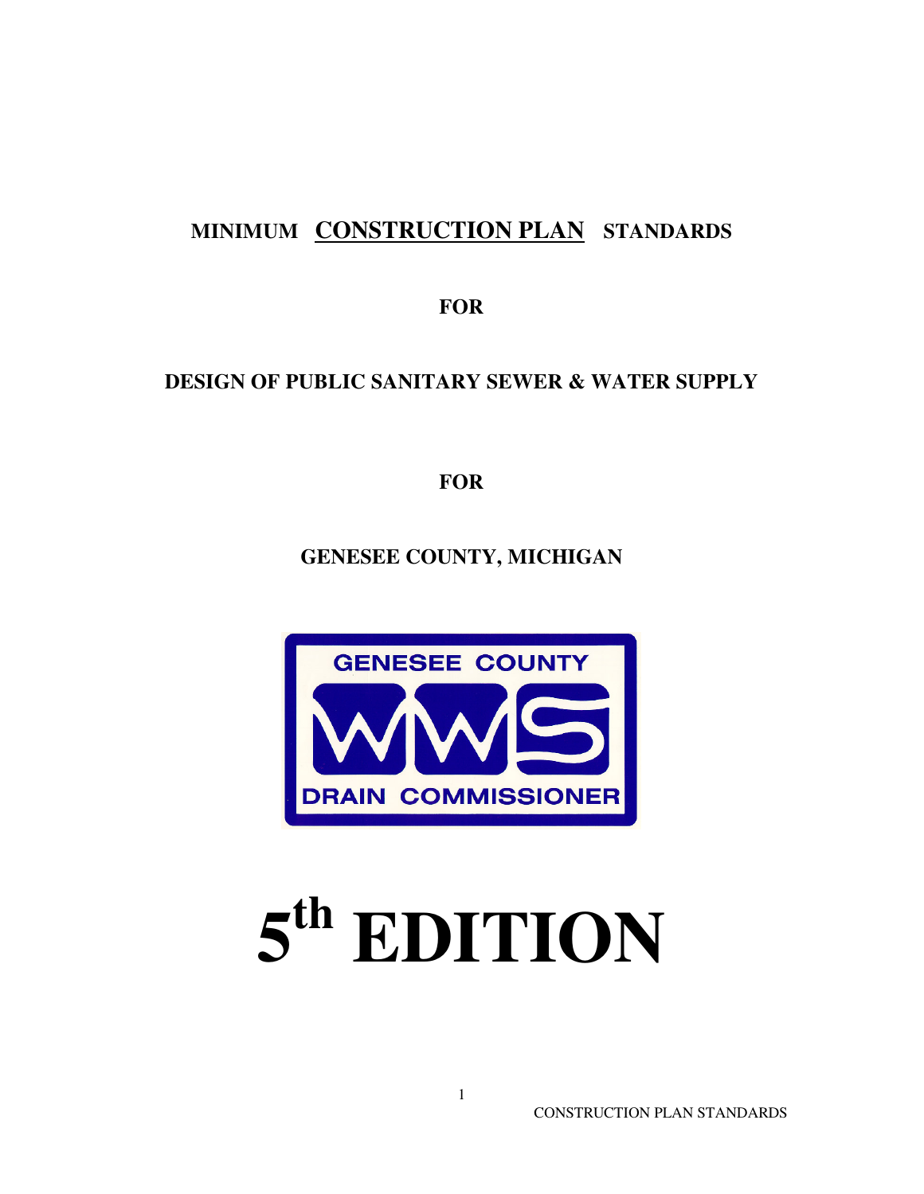# MINIMUM <u>CONSTRUCTION PLAN</u> STANDARDS

## FOR

## DESIGN OF PUBLIC SANITARY SEWER & WATER SUPPLY

## FOR

## GENESEE COUNTY, MICHIGAN

GENESEE COUNTY

WWS

DRAIN COMMISSIONER

# 5th EDITION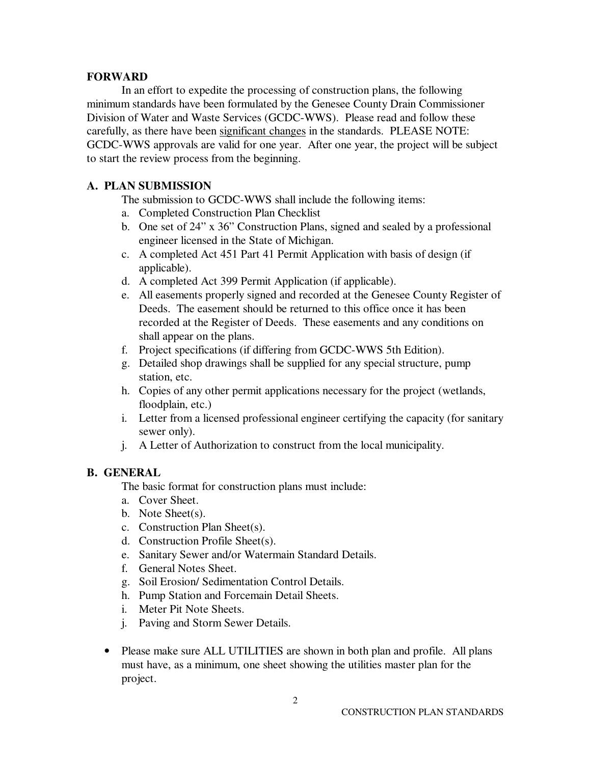## FORWARD

In an effort to expedite the processing of construction plans, the following minimum standards have been formulated by the Genesee County Drain Commissioner Division of Water and Waste Services (GCDC-WWS). Please read and follow these carefully, as there have been <u>significant changes</u> in the standards. PLEASE NOTE: GCDC-WWS approvals are valid for one year. After one year, the project will be subject to start the review process from the beginning.

## A. PLAN SUBMISSION

The submission to GCDC-WWS shall include the following items:

a. Completed Construction Plan Checklist
b. One set of 24” x 36” Construction Plans, signed and sealed by a professional engineer licensed in the State of Michigan.
c. A completed Act 451 Part 41 Permit Application with basis of design (if applicable).
d. A completed Act 399 Permit Application (if applicable).
e. All easements properly signed and recorded at the Genesee County Register of Deeds. The easement should be returned to this office once it has been recorded at the Register of Deeds. These easements and any conditions on shall appear on the plans.
f. Project specifications (if differing from GCDC-WWS 5th Edition).
g. Detailed shop drawings shall be supplied for any special structure, pump station, etc.
h. Copies of any other permit applications necessary for the project (wetlands, floodplain, etc.)
i. Letter from a licensed professional engineer certifying the capacity (for sanitary sewer only).
j. A Letter of Authorization to construct from the local municipality.

## B. GENERAL

The basic format for construction plans must include:

a. Cover Sheet.
b. Note Sheet(s).
c. Construction Plan Sheet(s).
d. Construction Profile Sheet(s).
e. Sanitary Sewer and/or Watermain Standard Details.
f. General Notes Sheet.
g. Soil Erosion/ Sedimentation Control Details.
h. Pump Station and Forcemain Detail Sheets.
i. Meter Pit Note Sheets.
j. Paving and Storm Sewer Details.

- Please make sure ALL UTILITIES are shown in both plan and profile. All plans must have, as a minimum, one sheet showing the utilities master plan for the project.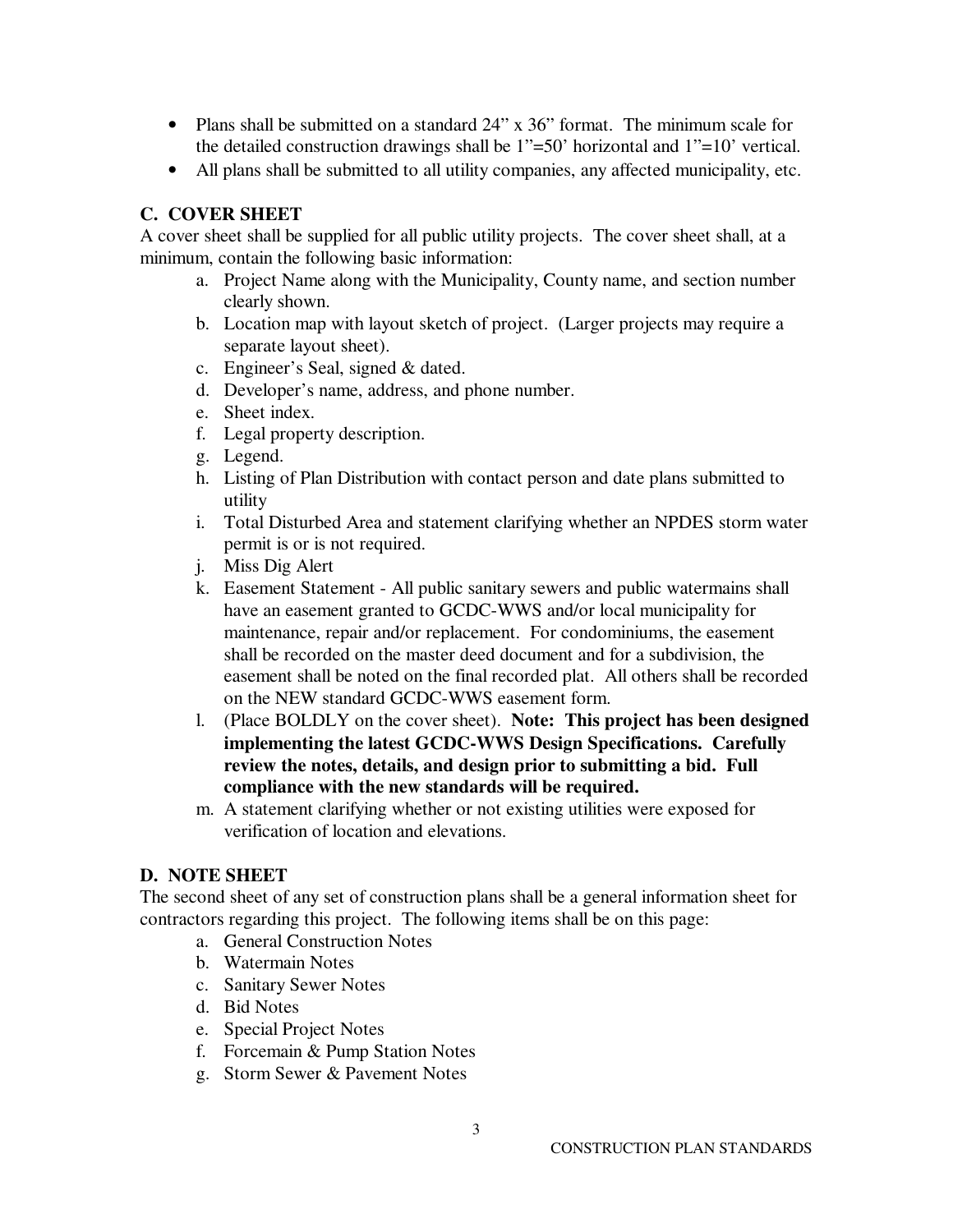- Plans shall be submitted on a standard 24" x 36" format. The minimum scale for the detailed construction drawings shall be 1"=50' horizontal and 1"=10' vertical.
- All plans shall be submitted to all utility companies, any affected municipality, etc.

## C. COVER SHEET

A cover sheet shall be supplied for all public utility projects. The cover sheet shall, at a minimum, contain the following basic information:

a. Project Name along with the Municipality, County name, and section number clearly shown.
b. Location map with layout sketch of project. (Larger projects may require a separate layout sheet).
c. Engineer's Seal, signed & dated.
d. Developer's name, address, and phone number.
e. Sheet index.
f. Legal property description.
g. Legend.
h. Listing of Plan Distribution with contact person and date plans submitted to utility
i. Total Disturbed Area and statement clarifying whether an NPDES storm water permit is or is not required.
j. Miss Dig Alert
k. Easement Statement - All public sanitary sewers and public watermains shall have an easement granted to GCDC-WWS and/or local municipality for maintenance, repair and/or replacement. For condominiums, the easement shall be recorded on the master deed document and for a subdivision, the easement shall be noted on the final recorded plat. All others shall be recorded on the NEW standard GCDC-WWS easement form.
l. (Place BOLDLY on the cover sheet). **Note: This project has been designed implementing the latest GCDC-WWS Design Specifications. Carefully review the notes, details, and design prior to submitting a bid. Full compliance with the new standards will be required.**
m. A statement clarifying whether or not existing utilities were exposed for verification of location and elevations.

## D. NOTE SHEET

The second sheet of any set of construction plans shall be a general information sheet for contractors regarding this project. The following items shall be on this page:

a. General Construction Notes
b. Watermain Notes
c. Sanitary Sewer Notes
d. Bid Notes
e. Special Project Notes
f. Forcemain & Pump Station Notes
g. Storm Sewer & Pavement Notes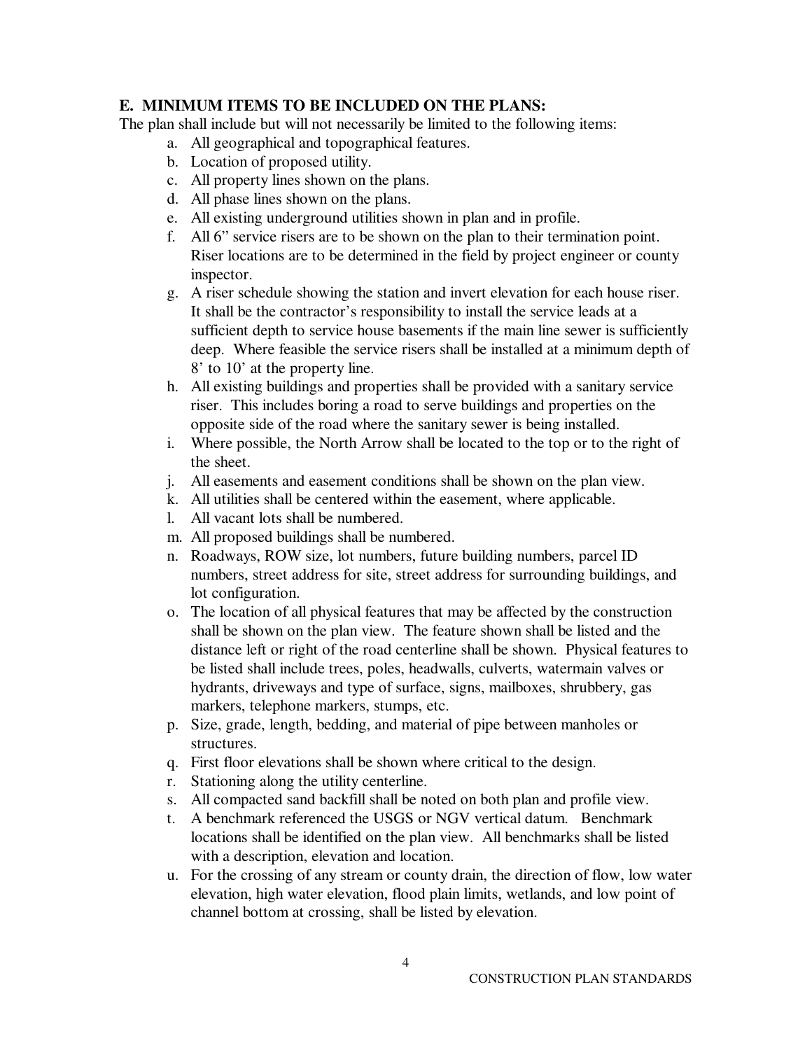## E. MINIMUM ITEMS TO BE INCLUDED ON THE PLANS:

The plan shall include but will not necessarily be limited to the following items:

a. All geographical and topographical features.
b. Location of proposed utility.
c. All property lines shown on the plans.
d. All phase lines shown on the plans.
e. All existing underground utilities shown in plan and in profile.
f. All 6" service risers are to be shown on the plan to their termination point. Riser locations are to be determined in the field by project engineer or county inspector.
g. A riser schedule showing the station and invert elevation for each house riser. It shall be the contractor's responsibility to install the service leads at a sufficient depth to service house basements if the main line sewer is sufficiently deep. Where feasible the service risers shall be installed at a minimum depth of 8' to 10' at the property line.
h. All existing buildings and properties shall be provided with a sanitary service riser. This includes boring a road to serve buildings and properties on the opposite side of the road where the sanitary sewer is being installed.
i. Where possible, the North Arrow shall be located to the top or to the right of the sheet.
j. All easements and easement conditions shall be shown on the plan view.
k. All utilities shall be centered within the easement, where applicable.
l. All vacant lots shall be numbered.
m. All proposed buildings shall be numbered.
n. Roadways, ROW size, lot numbers, future building numbers, parcel ID numbers, street address for site, street address for surrounding buildings, and lot configuration.
o. The location of all physical features that may be affected by the construction shall be shown on the plan view. The feature shown shall be listed and the distance left or right of the road centerline shall be shown. Physical features to be listed shall include trees, poles, headwalls, culverts, watermain valves or hydrants, driveways and type of surface, signs, mailboxes, shrubbery, gas markers, telephone markers, stumps, etc.
p. Size, grade, length, bedding, and material of pipe between manholes or structures.
q. First floor elevations shall be shown where critical to the design.
r. Stationing along the utility centerline.
s. All compacted sand backfill shall be noted on both plan and profile view.
t. A benchmark referenced the USGS or NGV vertical datum. Benchmark locations shall be identified on the plan view. All benchmarks shall be listed with a description, elevation and location.
u. For the crossing of any stream or county drain, the direction of flow, low water elevation, high water elevation, flood plain limits, wetlands, and low point of channel bottom at crossing, shall be listed by elevation.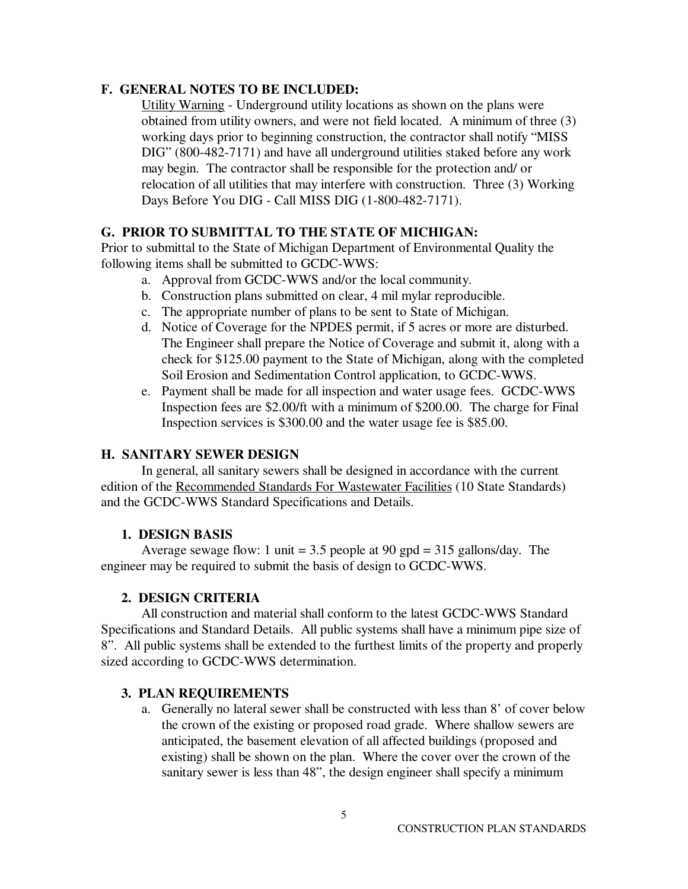## F. GENERAL NOTES TO BE INCLUDED:

Utility Warning - Underground utility locations as shown on the plans were obtained from utility owners, and were not field located. A minimum of three (3) working days prior to beginning construction, the contractor shall notify "MISS DIG" (800-482-7171) and have all underground utilities staked before any work may begin. The contractor shall be responsible for the protection and/ or relocation of all utilities that may interfere with construction. Three (3) Working Days Before You DIG - Call MISS DIG (1-800-482-7171).

## G. PRIOR TO SUBMITTAL TO THE STATE OF MICHIGAN:

Prior to submittal to the State of Michigan Department of Environmental Quality the following items shall be submitted to GCDC-WWS:

a. Approval from GCDC-WWS and/or the local community.
b. Construction plans submitted on clear, 4 mil mylar reproducible.
c. The appropriate number of plans to be sent to State of Michigan.
d. Notice of Coverage for the NPDES permit, if 5 acres or more are disturbed. The Engineer shall prepare the Notice of Coverage and submit it, along with a check for $125.00 payment to the State of Michigan, along with the completed Soil Erosion and Sedimentation Control application, to GCDC-WWS.
e. Payment shall be made for all inspection and water usage fees. GCDC-WWS Inspection fees are $2.00/ft with a minimum of $200.00. The charge for Final Inspection services is $300.00 and the water usage fee is $85.00.

## H. SANITARY SEWER DESIGN

In general, all sanitary sewers shall be designed in accordance with the current edition of the Recommended Standards For Wastewater Facilities (10 State Standards) and the GCDC-WWS Standard Specifications and Details.

### 1. DESIGN BASIS

Average sewage flow: 1 unit = 3.5 people at 90 gpd = 315 gallons/day. The engineer may be required to submit the basis of design to GCDC-WWS.

### 2. DESIGN CRITERIA

All construction and material shall conform to the latest GCDC-WWS Standard Specifications and Standard Details. All public systems shall have a minimum pipe size of 8". All public systems shall be extended to the furthest limits of the property and properly sized according to GCDC-WWS determination.

### 3. PLAN REQUIREMENTS

a. Generally no lateral sewer shall be constructed with less than 8' of cover below the crown of the existing or proposed road grade. Where shallow sewers are anticipated, the basement elevation of all affected buildings (proposed and existing) shall be shown on the plan. Where the cover over the crown of the sanitary sewer is less than 48", the design engineer shall specify a minimum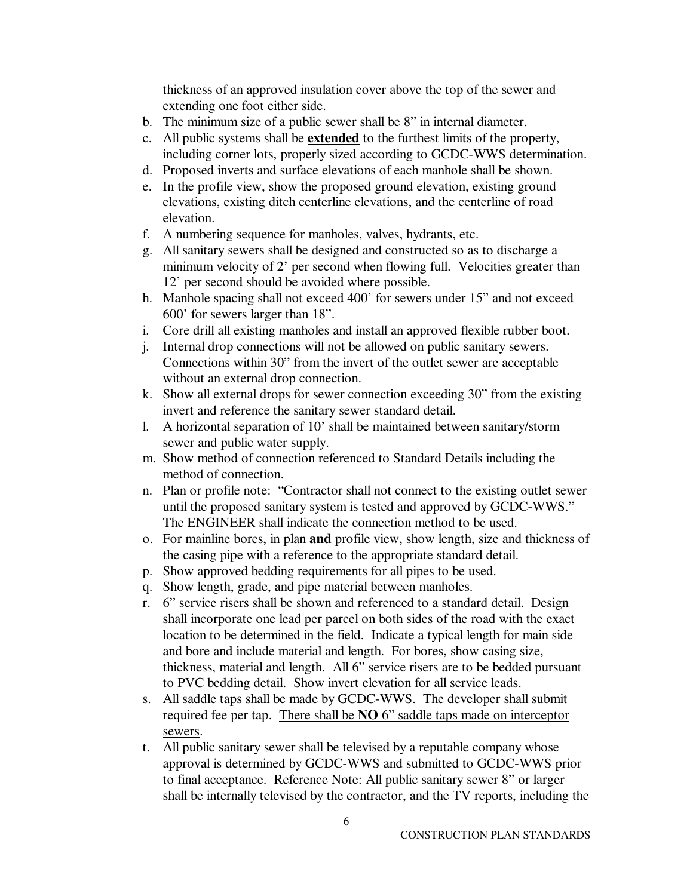thickness of an approved insulation cover above the top of the sewer and extending one foot either side.

b. The minimum size of a public sewer shall be 8" in internal diameter.
c. All public systems shall be **<u>extended</u>** to the furthest limits of the property, including corner lots, properly sized according to GCDC-WWS determination.
d. Proposed inverts and surface elevations of each manhole shall be shown.
e. In the profile view, show the proposed ground elevation, existing ground elevations, existing ditch centerline elevations, and the centerline of road elevation.
f. A numbering sequence for manholes, valves, hydrants, etc.
g. All sanitary sewers shall be designed and constructed so as to discharge a minimum velocity of 2' per second when flowing full. Velocities greater than 12' per second should be avoided where possible.
h. Manhole spacing shall not exceed 400' for sewers under 15" and not exceed 600' for sewers larger than 18".
i. Core drill all existing manholes and install an approved flexible rubber boot.
j. Internal drop connections will not be allowed on public sanitary sewers. Connections within 30" from the invert of the outlet sewer are acceptable without an external drop connection.
k. Show all external drops for sewer connection exceeding 30" from the existing invert and reference the sanitary sewer standard detail.
l. A horizontal separation of 10' shall be maintained between sanitary/storm sewer and public water supply.
m. Show method of connection referenced to Standard Details including the method of connection.
n. Plan or profile note: "Contractor shall not connect to the existing outlet sewer until the proposed sanitary system is tested and approved by GCDC-WWS." The ENGINEER shall indicate the connection method to be used.
o. For mainline bores, in plan **and** profile view, show length, size and thickness of the casing pipe with a reference to the appropriate standard detail.
p. Show approved bedding requirements for all pipes to be used.
q. Show length, grade, and pipe material between manholes.
r. 6" service risers shall be shown and referenced to a standard detail. Design shall incorporate one lead per parcel on both sides of the road with the exact location to be determined in the field. Indicate a typical length for main side and bore and include material and length. For bores, show casing size, thickness, material and length. All 6" service risers are to be bedded pursuant to PVC bedding detail. Show invert elevation for all service leads.
s. All saddle taps shall be made by GCDC-WWS. The developer shall submit required fee per tap. <u>There shall be **NO** 6" saddle taps made on interceptor sewers</u>.
t. All public sanitary sewer shall be televised by a reputable company whose approval is determined by GCDC-WWS and submitted to GCDC-WWS prior to final acceptance. Reference Note: All public sanitary sewer 8" or larger shall be internally televised by the contractor, and the TV reports, including the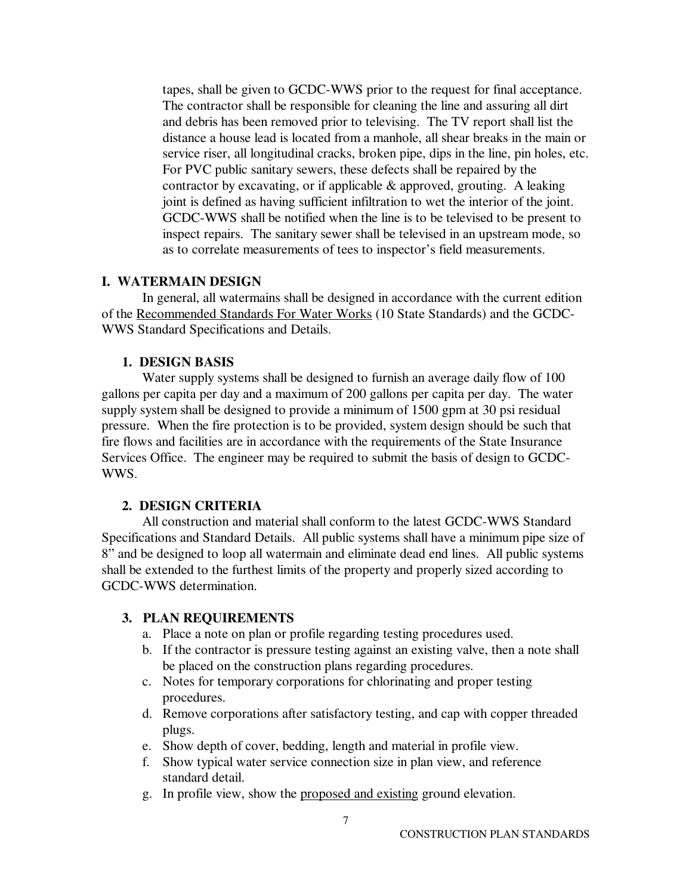tapes, shall be given to GCDC-WWS prior to the request for final acceptance. The contractor shall be responsible for cleaning the line and assuring all dirt and debris has been removed prior to televising. The TV report shall list the distance a house lead is located from a manhole, all shear breaks in the main or service riser, all longitudinal cracks, broken pipe, dips in the line, pin holes, etc. For PVC public sanitary sewers, these defects shall be repaired by the contractor by excavating, or if applicable & approved, grouting. A leaking joint is defined as having sufficient infiltration to wet the interior of the joint. GCDC-WWS shall be notified when the line is to be televised to be present to inspect repairs. The sanitary sewer shall be televised in an upstream mode, so as to correlate measurements of tees to inspector's field measurements.

## I. WATERMAIN DESIGN

In general, all watermains shall be designed in accordance with the current edition of the Recommended Standards For Water Works (10 State Standards) and the GCDC-WWS Standard Specifications and Details.

### 1. DESIGN BASIS

Water supply systems shall be designed to furnish an average daily flow of 100 gallons per capita per day and a maximum of 200 gallons per capita per day. The water supply system shall be designed to provide a minimum of 1500 gpm at 30 psi residual pressure. When the fire protection is to be provided, system design should be such that fire flows and facilities are in accordance with the requirements of the State Insurance Services Office. The engineer may be required to submit the basis of design to GCDC-WWS.

### 2. DESIGN CRITERIA

All construction and material shall conform to the latest GCDC-WWS Standard Specifications and Standard Details. All public systems shall have a minimum pipe size of 8" and be designed to loop all watermain and eliminate dead end lines. All public systems shall be extended to the furthest limits of the property and properly sized according to GCDC-WWS determination.

### 3. PLAN REQUIREMENTS

a. Place a note on plan or profile regarding testing procedures used.
b. If the contractor is pressure testing against an existing valve, then a note shall be placed on the construction plans regarding procedures.
c. Notes for temporary corporations for chlorinating and proper testing procedures.
d. Remove corporations after satisfactory testing, and cap with copper threaded plugs.
e. Show depth of cover, bedding, length and material in profile view.
f. Show typical water service connection size in plan view, and reference standard detail.
g. In profile view, show the proposed and existing ground elevation.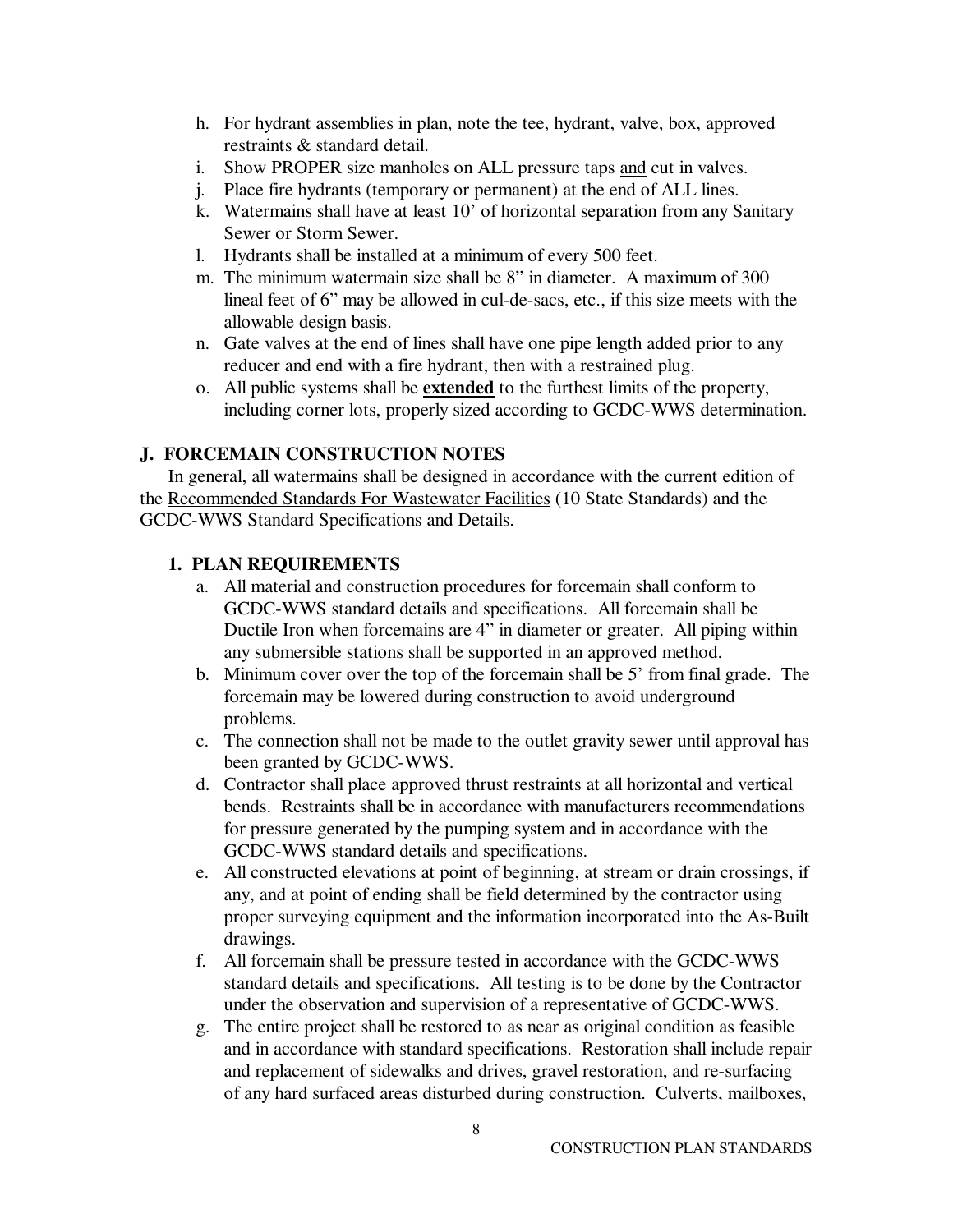h. For hydrant assemblies in plan, note the tee, hydrant, valve, box, approved restraints & standard detail.
i. Show PROPER size manholes on ALL pressure taps <u>and</u> cut in valves.
j. Place fire hydrants (temporary or permanent) at the end of ALL lines.
k. Watermains shall have at least 10' of horizontal separation from any Sanitary Sewer or Storm Sewer.
l. Hydrants shall be installed at a minimum of every 500 feet.
m. The minimum watermain size shall be 8" in diameter. A maximum of 300 lineal feet of 6" may be allowed in cul-de-sacs, etc., if this size meets with the allowable design basis.
n. Gate valves at the end of lines shall have one pipe length added prior to any reducer and end with a fire hydrant, then with a restrained plug.
o. All public systems shall be **<u>extended</u>** to the furthest limits of the property, including corner lots, properly sized according to GCDC-WWS determination.

## J. FORCEMAIN CONSTRUCTION NOTES

In general, all watermains shall be designed in accordance with the current edition of the <u>Recommended Standards For Wastewater Facilities</u> (10 State Standards) and the GCDC-WWS Standard Specifications and Details.

### 1. PLAN REQUIREMENTS

a. All material and construction procedures for forcemain shall conform to GCDC-WWS standard details and specifications. All forcemain shall be Ductile Iron when forcemains are 4" in diameter or greater. All piping within any submersible stations shall be supported in an approved method.
b. Minimum cover over the top of the forcemain shall be 5' from final grade. The forcemain may be lowered during construction to avoid underground problems.
c. The connection shall not be made to the outlet gravity sewer until approval has been granted by GCDC-WWS.
d. Contractor shall place approved thrust restraints at all horizontal and vertical bends. Restraints shall be in accordance with manufacturers recommendations for pressure generated by the pumping system and in accordance with the GCDC-WWS standard details and specifications.
e. All constructed elevations at point of beginning, at stream or drain crossings, if any, and at point of ending shall be field determined by the contractor using proper surveying equipment and the information incorporated into the As-Built drawings.
f. All forcemain shall be pressure tested in accordance with the GCDC-WWS standard details and specifications. All testing is to be done by the Contractor under the observation and supervision of a representative of GCDC-WWS.
g. The entire project shall be restored to as near as original condition as feasible and in accordance with standard specifications. Restoration shall include repair and replacement of sidewalks and drives, gravel restoration, and re-surfacing of any hard surfaced areas disturbed during construction. Culverts, mailboxes,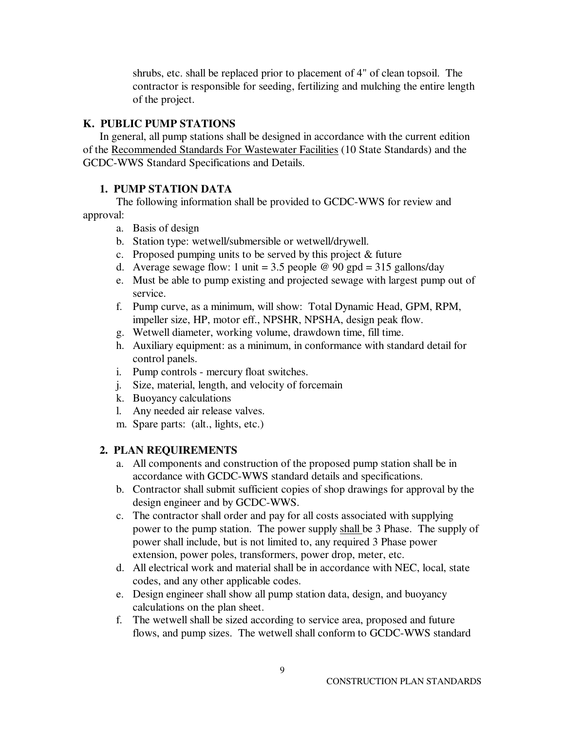shrubs, etc. shall be replaced prior to placement of 4" of clean topsoil. The contractor is responsible for seeding, fertilizing and mulching the entire length of the project.

## K. PUBLIC PUMP STATIONS

In general, all pump stations shall be designed in accordance with the current edition of the Recommended Standards For Wastewater Facilities (10 State Standards) and the GCDC-WWS Standard Specifications and Details.

### 1. PUMP STATION DATA

The following information shall be provided to GCDC-WWS for review and approval:

a. Basis of design
b. Station type: wetwell/submersible or wetwell/drywell.
c. Proposed pumping units to be served by this project & future
d. Average sewage flow: 1 unit = 3.5 people @ 90 gpd = 315 gallons/day
e. Must be able to pump existing and projected sewage with largest pump out of service.
f. Pump curve, as a minimum, will show: Total Dynamic Head, GPM, RPM, impeller size, HP, motor eff., NPSHR, NPSHA, design peak flow.
g. Wetwell diameter, working volume, drawdown time, fill time.
h. Auxiliary equipment: as a minimum, in conformance with standard detail for control panels.
i. Pump controls - mercury float switches.
j. Size, material, length, and velocity of forcemain
k. Buoyancy calculations
l. Any needed air release valves.
m. Spare parts: (alt., lights, etc.)

### 2. PLAN REQUIREMENTS

a. All components and construction of the proposed pump station shall be in accordance with GCDC-WWS standard details and specifications.
b. Contractor shall submit sufficient copies of shop drawings for approval by the design engineer and by GCDC-WWS.
c. The contractor shall order and pay for all costs associated with supplying power to the pump station. The power supply shall be 3 Phase. The supply of power shall include, but is not limited to, any required 3 Phase power extension, power poles, transformers, power drop, meter, etc.
d. All electrical work and material shall be in accordance with NEC, local, state codes, and any other applicable codes.
e. Design engineer shall show all pump station data, design, and buoyancy calculations on the plan sheet.
f. The wetwell shall be sized according to service area, proposed and future flows, and pump sizes. The wetwell shall conform to GCDC-WWS standard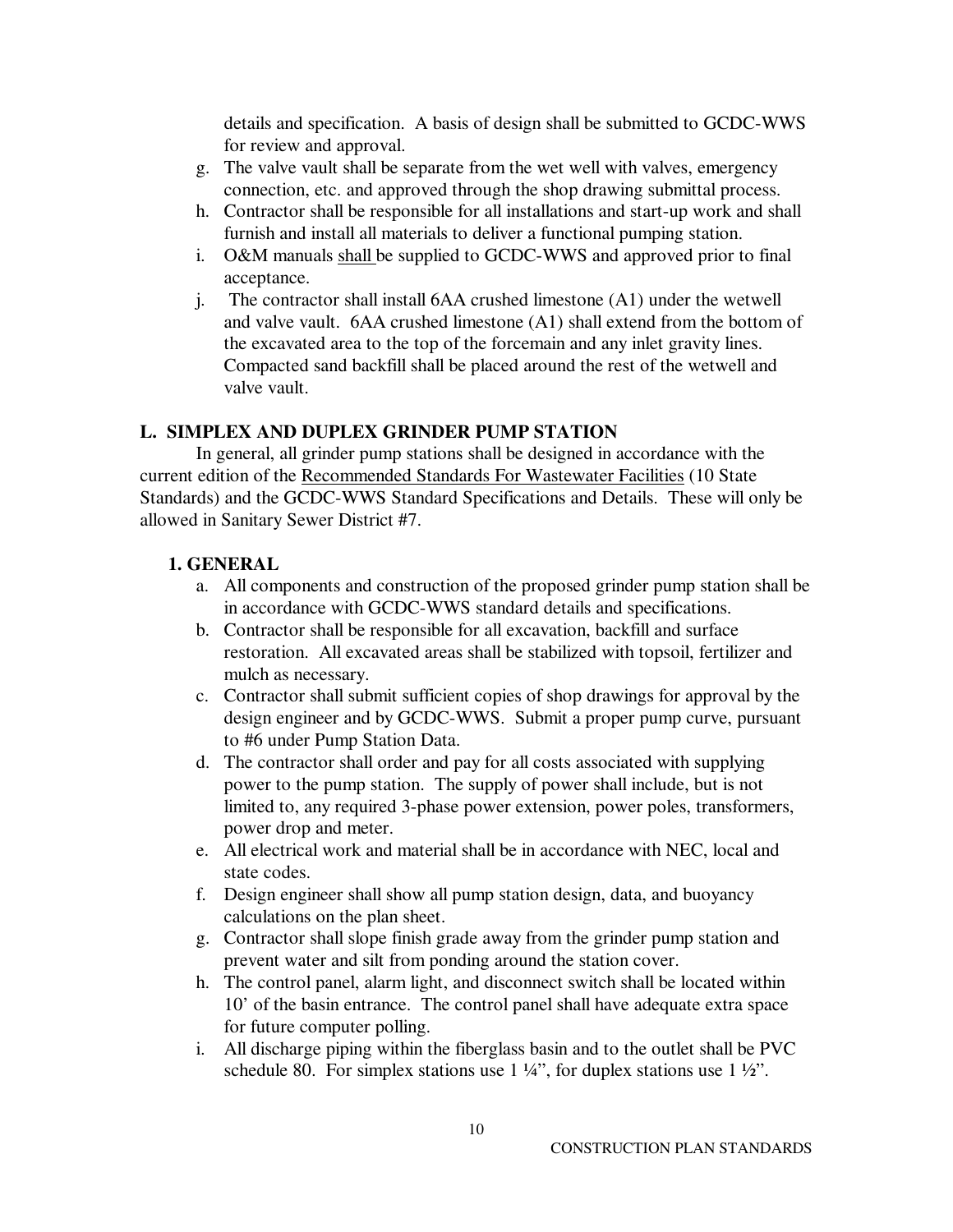details and specification. A basis of design shall be submitted to GCDC-WWS for review and approval.

g. The valve vault shall be separate from the wet well with valves, emergency connection, etc. and approved through the shop drawing submittal process.
h. Contractor shall be responsible for all installations and start-up work and shall furnish and install all materials to deliver a functional pumping station.
i. O&M manuals <u>shall</u> be supplied to GCDC-WWS and approved prior to final acceptance.
j. The contractor shall install 6AA crushed limestone (A1) under the wetwell and valve vault. 6AA crushed limestone (A1) shall extend from the bottom of the excavated area to the top of the forcemain and any inlet gravity lines. Compacted sand backfill shall be placed around the rest of the wetwell and valve vault.

## L. SIMPLEX AND DUPLEX GRINDER PUMP STATION

In general, all grinder pump stations shall be designed in accordance with the current edition of the <u>Recommended Standards For Wastewater Facilities</u> (10 State Standards) and the GCDC-WWS Standard Specifications and Details. These will only be allowed in Sanitary Sewer District #7.

### 1. GENERAL

a. All components and construction of the proposed grinder pump station shall be in accordance with GCDC-WWS standard details and specifications.
b. Contractor shall be responsible for all excavation, backfill and surface restoration. All excavated areas shall be stabilized with topsoil, fertilizer and mulch as necessary.
c. Contractor shall submit sufficient copies of shop drawings for approval by the design engineer and by GCDC-WWS. Submit a proper pump curve, pursuant to #6 under Pump Station Data.
d. The contractor shall order and pay for all costs associated with supplying power to the pump station. The supply of power shall include, but is not limited to, any required 3-phase power extension, power poles, transformers, power drop and meter.
e. All electrical work and material shall be in accordance with NEC, local and state codes.
f. Design engineer shall show all pump station design, data, and buoyancy calculations on the plan sheet.
g. Contractor shall slope finish grade away from the grinder pump station and prevent water and silt from ponding around the station cover.
h. The control panel, alarm light, and disconnect switch shall be located within 10' of the basin entrance. The control panel shall have adequate extra space for future computer polling.
i. All discharge piping within the fiberglass basin and to the outlet shall be PVC schedule 80. For simplex stations use 1 ¼", for duplex stations use 1 ½".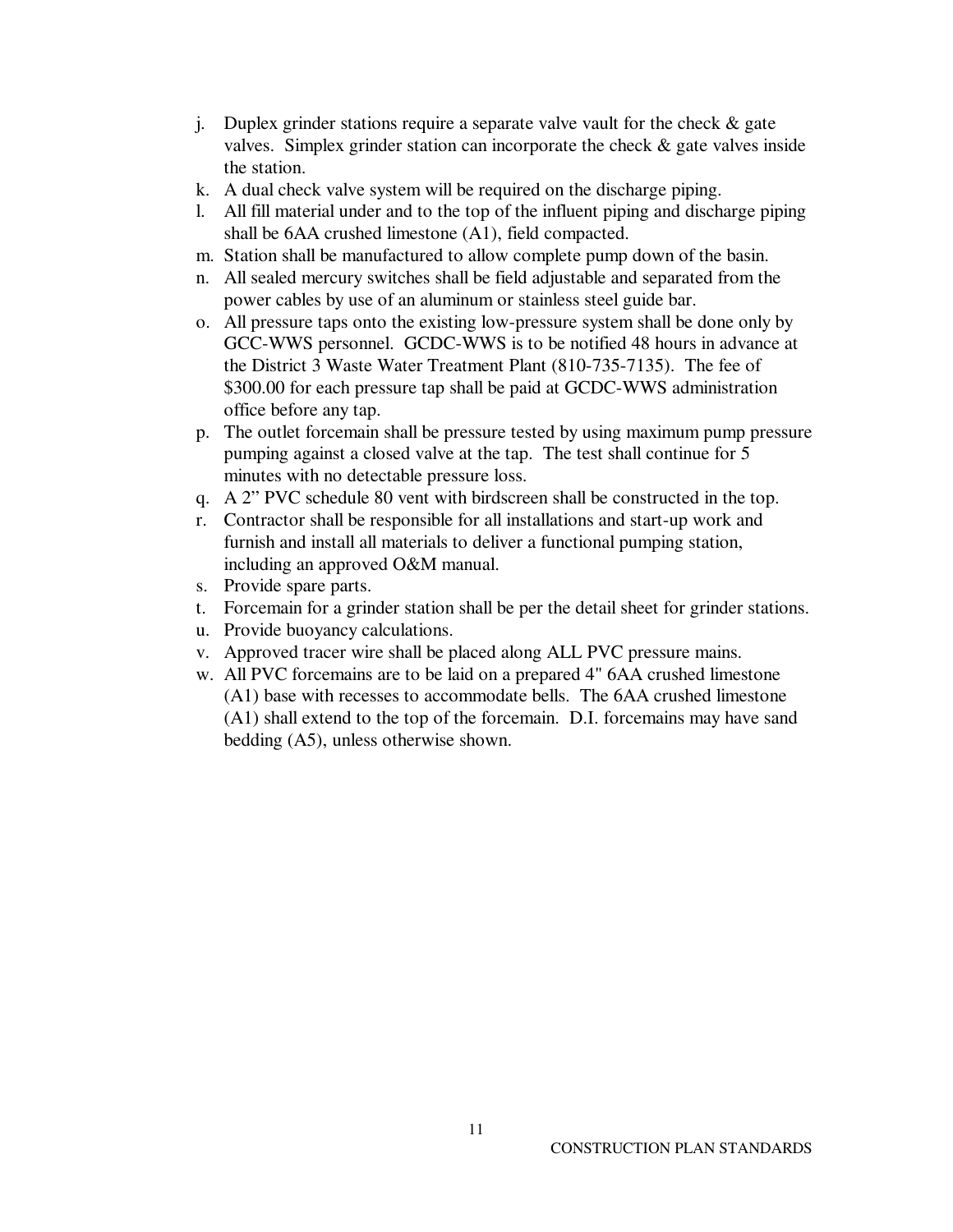j. Duplex grinder stations require a separate valve vault for the check & gate valves. Simplex grinder station can incorporate the check & gate valves inside the station.
k. A dual check valve system will be required on the discharge piping.
l. All fill material under and to the top of the influent piping and discharge piping shall be 6AA crushed limestone (A1), field compacted.
m. Station shall be manufactured to allow complete pump down of the basin.
n. All sealed mercury switches shall be field adjustable and separated from the power cables by use of an aluminum or stainless steel guide bar.
o. All pressure taps onto the existing low-pressure system shall be done only by GCC-WWS personnel. GCDC-WWS is to be notified 48 hours in advance at the District 3 Waste Water Treatment Plant (810-735-7135). The fee of $300.00 for each pressure tap shall be paid at GCDC-WWS administration office before any tap.
p. The outlet forcemain shall be pressure tested by using maximum pump pressure pumping against a closed valve at the tap. The test shall continue for 5 minutes with no detectable pressure loss.
q. A 2" PVC schedule 80 vent with birdscreen shall be constructed in the top.
r. Contractor shall be responsible for all installations and start-up work and furnish and install all materials to deliver a functional pumping station, including an approved O&M manual.
s. Provide spare parts.
t. Forcemain for a grinder station shall be per the detail sheet for grinder stations.
u. Provide buoyancy calculations.
v. Approved tracer wire shall be placed along ALL PVC pressure mains.
w. All PVC forcemains are to be laid on a prepared 4" 6AA crushed limestone (A1) base with recesses to accommodate bells. The 6AA crushed limestone (A1) shall extend to the top of the forcemain. D.I. forcemains may have sand bedding (A5), unless otherwise shown.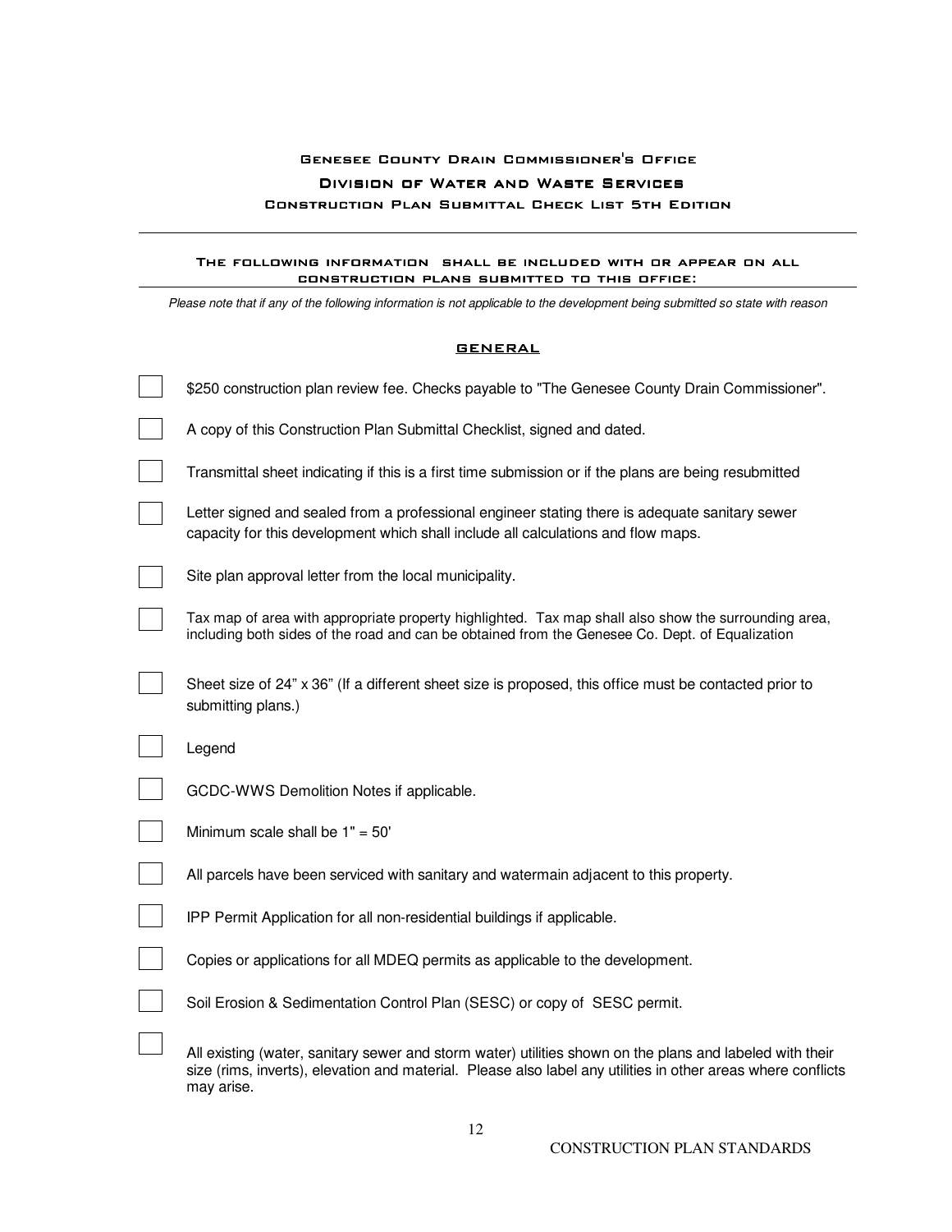# Genesee County Drain Commissioner's Office

## Division of Water and Waste Services

### Construction Plan Submittal Check List 5th Edition

---

**The following information shall be included with or appear on all construction plans submitted to this office:**

---

*Please note that if any of the following information is not applicable to the development being submitted so state with reason*

## GENERAL

- [ ] $250 construction plan review fee. Checks payable to "The Genesee County Drain Commissioner".
- [ ] A copy of this Construction Plan Submittal Checklist, signed and dated.
- [ ] Transmittal sheet indicating if this is a first time submission or if the plans are being resubmitted
- [ ] Letter signed and sealed from a professional engineer stating there is adequate sanitary sewer capacity for this development which shall include all calculations and flow maps.
- [ ] Site plan approval letter from the local municipality.
- [ ] Tax map of area with appropriate property highlighted. Tax map shall also show the surrounding area, including both sides of the road and can be obtained from the Genesee Co. Dept. of Equalization
- [ ] Sheet size of 24" x 36" (If a different sheet size is proposed, this office must be contacted prior to submitting plans.)
- [ ] Legend
- [ ] GCDC-WWS Demolition Notes if applicable.
- [ ] Minimum scale shall be 1" = 50'
- [ ] All parcels have been serviced with sanitary and watermain adjacent to this property.
- [ ] IPP Permit Application for all non-residential buildings if applicable.
- [ ] Copies or applications for all MDEQ permits as applicable to the development.
- [ ] Soil Erosion & Sedimentation Control Plan (SESC) or copy of SESC permit.
- [ ] All existing (water, sanitary sewer and storm water) utilities shown on the plans and labeled with their size (rims, inverts), elevation and material. Please also label any utilities in other areas where conflicts may arise.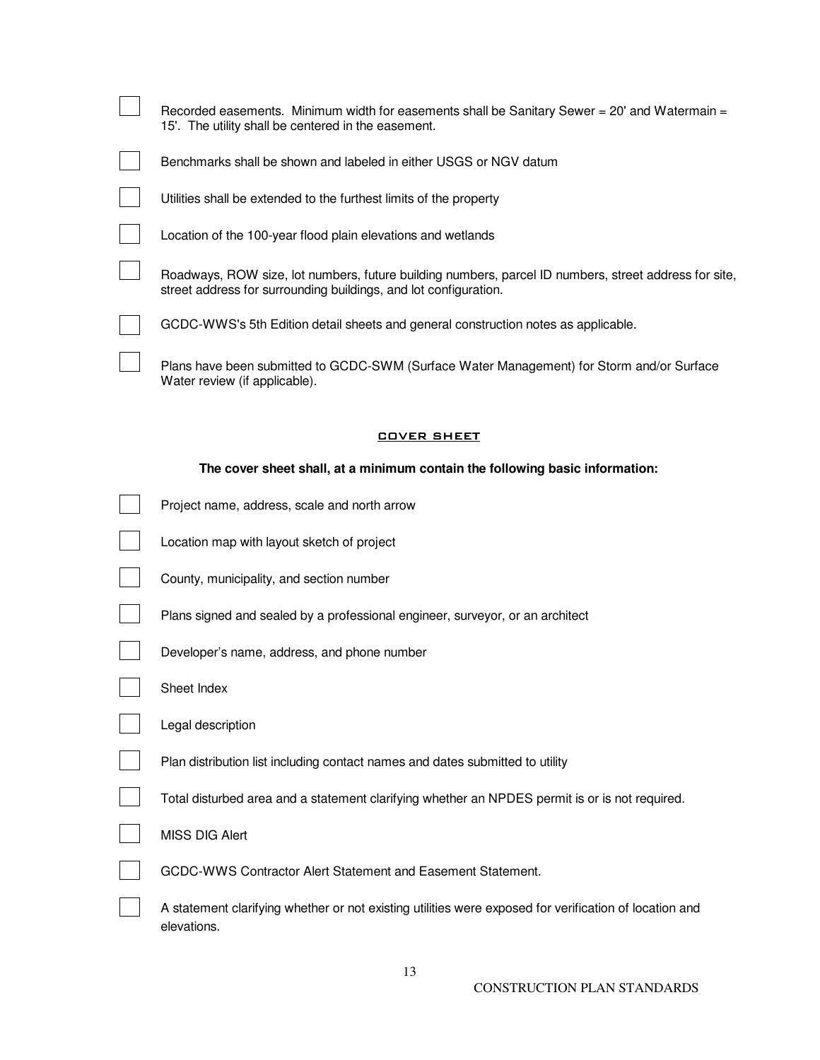- [ ] Recorded easements. Minimum width for easements shall be Sanitary Sewer = 20' and Watermain = 15'. The utility shall be centered in the easement.
- [ ] Benchmarks shall be shown and labeled in either USGS or NGV datum
- [ ] Utilities shall be extended to the furthest limits of the property
- [ ] Location of the 100-year flood plain elevations and wetlands
- [ ] Roadways, ROW size, lot numbers, future building numbers, parcel ID numbers, street address for site, street address for surrounding buildings, and lot configuration.
- [ ] GCDC-WWS's 5th Edition detail sheets and general construction notes as applicable.
- [ ] Plans have been submitted to GCDC-SWM (Surface Water Management) for Storm and/or Surface Water review (if applicable).

## COVER SHEET

**The cover sheet shall, at a minimum contain the following basic information:**

- [ ] Project name, address, scale and north arrow
- [ ] Location map with layout sketch of project
- [ ] County, municipality, and section number
- [ ] Plans signed and sealed by a professional engineer, surveyor, or an architect
- [ ] Developer's name, address, and phone number
- [ ] Sheet Index
- [ ] Legal description
- [ ] Plan distribution list including contact names and dates submitted to utility
- [ ] Total disturbed area and a statement clarifying whether an NPDES permit is or is not required.
- [ ] MISS DIG Alert
- [ ] GCDC-WWS Contractor Alert Statement and Easement Statement.
- [ ] A statement clarifying whether or not existing utilities were exposed for verification of location and elevations.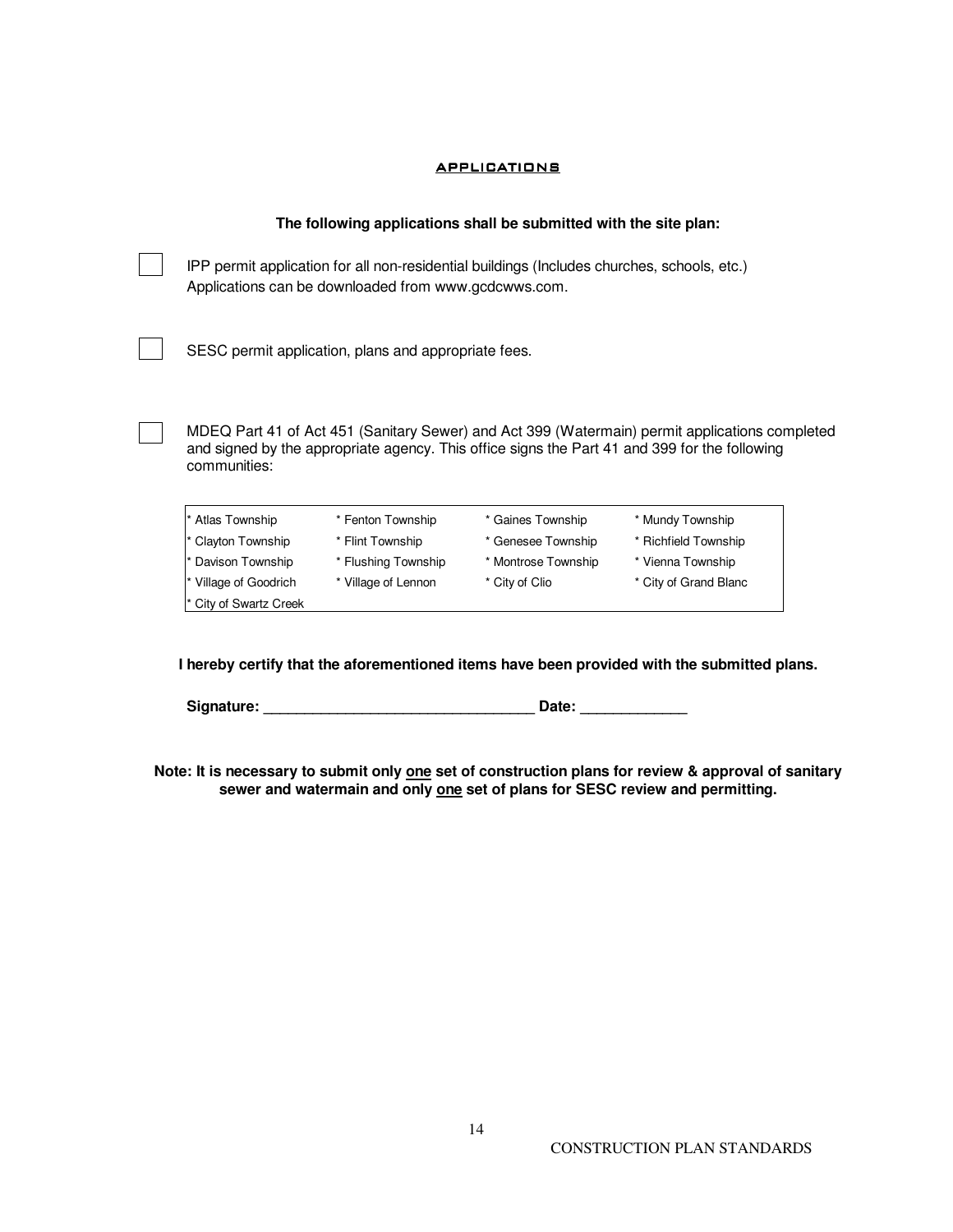## APPLICATIONS

**The following applications shall be submitted with the site plan:**

- ☐ IPP permit application for all non-residential buildings (Includes churches, schools, etc.) Applications can be downloaded from www.gcdcwws.com.

- ☐ SESC permit application, plans and appropriate fees.

- ☐ MDEQ Part 41 of Act 451 (Sanitary Sewer) and Act 399 (Watermain) permit applications completed and signed by the appropriate agency. This office signs the Part 41 and 399 for the following communities:

| | | | |
|---|---|---|---|
| * Atlas Township | * Fenton Township | * Gaines Township | * Mundy Township |
| * Clayton Township | * Flint Township | * Genesee Township | * Richfield Township |
| * Davison Township | * Flushing Township | * Montrose Township | * Vienna Township |
| * Village of Goodrich | * Village of Lennon | * City of Clio | * City of Grand Blanc |
| * City of Swartz Creek | | | |

**I hereby certify that the aforementioned items have been provided with the submitted plans.**

**Signature: ________________________________ Date: _____________**

**Note: It is necessary to submit only <u>one</u> set of construction plans for review & approval of sanitary sewer and watermain and only <u>one</u> set of plans for SESC review and permitting.**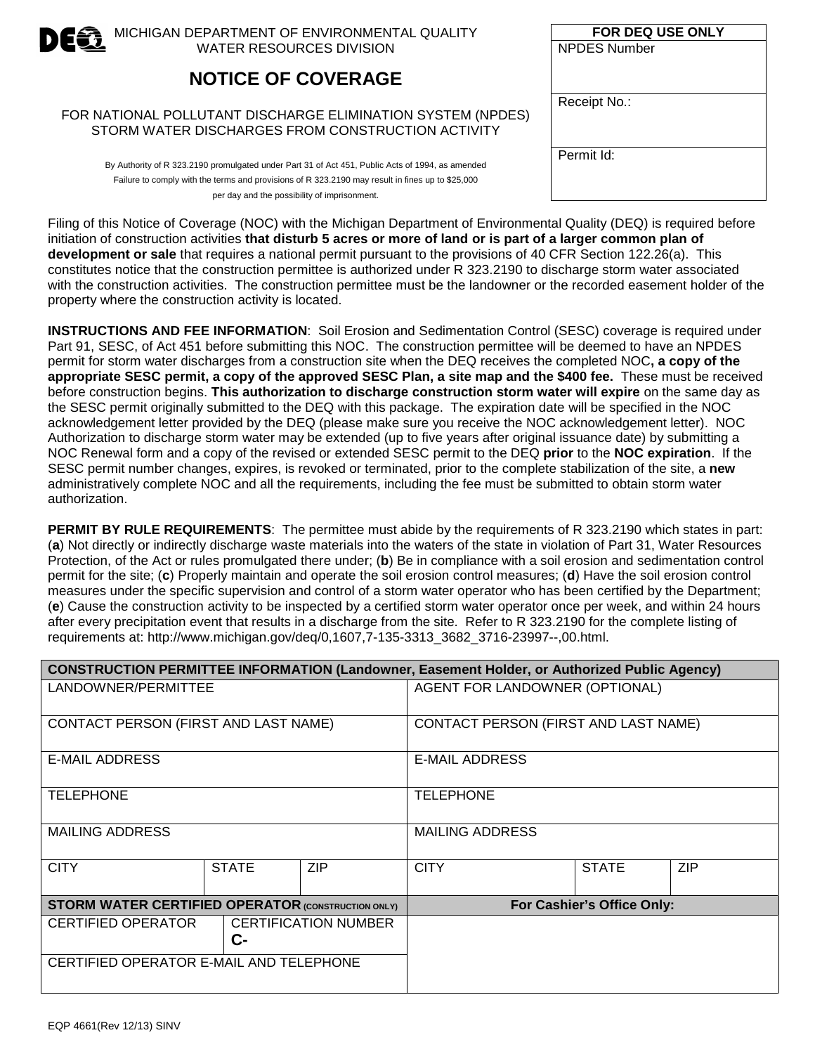MICHIGAN DEPARTMENT OF ENVIRONMENTAL QUALITY
WATER RESOURCES DIVISION

# NOTICE OF COVERAGE

FOR NATIONAL POLLUTANT DISCHARGE ELIMINATION SYSTEM (NPDES)
STORM WATER DISCHARGES FROM CONSTRUCTION ACTIVITY

By Authority of R 323.2190 promulgated under Part 31 of Act 451, Public Acts of 1994, as amended
Failure to comply with the terms and provisions of R 323.2190 may result in fines up to $25,000 per day and the possibility of imprisonment.

| FOR DEQ USE ONLY |
|---|
| NPDES Number |
| Receipt No.: |
| Permit Id: |

Filing of this Notice of Coverage (NOC) with the Michigan Department of Environmental Quality (DEQ) is required before initiation of construction activities **that disturb 5 acres or more of land or is part of a larger common plan of development or sale** that requires a national permit pursuant to the provisions of 40 CFR Section 122.26(a). This constitutes notice that the construction permittee is authorized under R 323.2190 to discharge storm water associated with the construction activities. The construction permittee must be the landowner or the recorded easement holder of the property where the construction activity is located.

**INSTRUCTIONS AND FEE INFORMATION**: Soil Erosion and Sedimentation Control (SESC) coverage is required under Part 91, SESC, of Act 451 before submitting this NOC. The construction permittee will be deemed to have an NPDES permit for storm water discharges from a construction site when the DEQ receives the completed NOC**, a copy of the appropriate SESC permit, a copy of the approved SESC Plan, a site map and the $400 fee.** These must be received before construction begins. **This authorization to discharge construction storm water will expire** on the same day as the SESC permit originally submitted to the DEQ with this package. The expiration date will be specified in the NOC acknowledgement letter provided by the DEQ (please make sure you receive the NOC acknowledgement letter). NOC Authorization to discharge storm water may be extended (up to five years after original issuance date) by submitting a NOC Renewal form and a copy of the revised or extended SESC permit to the DEQ **prior** to the **NOC expiration**. If the SESC permit number changes, expires, is revoked or terminated, prior to the complete stabilization of the site, a **new** administratively complete NOC and all the requirements, including the fee must be submitted to obtain storm water authorization.

**PERMIT BY RULE REQUIREMENTS**: The permittee must abide by the requirements of R 323.2190 which states in part: (**a**) Not directly or indirectly discharge waste materials into the waters of the state in violation of Part 31, Water Resources Protection, of the Act or rules promulgated there under; (**b**) Be in compliance with a soil erosion and sedimentation control permit for the site; (**c**) Properly maintain and operate the soil erosion control measures; (**d**) Have the soil erosion control measures under the specific supervision and control of a storm water operator who has been certified by the Department; (**e**) Cause the construction activity to be inspected by a certified storm water operator once per week, and within 24 hours after every precipitation event that results in a discharge from the site. Refer to R 323.2190 for the complete listing of requirements at: http://www.michigan.gov/deq/0,1607,7-135-3313_3682_3716-23997--,00.html.

| **CONSTRUCTION PERMITTEE INFORMATION (Landowner, Easement Holder, or Authorized Public Agency)** | | | | | |
|---|---|---|---|---|---|
| LANDOWNER/PERMITTEE | | | AGENT FOR LANDOWNER (OPTIONAL) | | |
| CONTACT PERSON (FIRST AND LAST NAME) | | | CONTACT PERSON (FIRST AND LAST NAME) | | |
| E-MAIL ADDRESS | | | E-MAIL ADDRESS | | |
| TELEPHONE | | | TELEPHONE | | |
| MAILING ADDRESS | | | MAILING ADDRESS | | |
| CITY | STATE | ZIP | CITY | STATE | ZIP |
| **STORM WATER CERTIFIED OPERATOR (CONSTRUCTION ONLY)** | | | **For Cashier's Office Only:** | | |
| CERTIFIED OPERATOR | CERTIFICATION NUMBER C- | | | | |
| CERTIFIED OPERATOR E-MAIL AND TELEPHONE | | | | | |

EQP 4661(Rev 12/13) SINV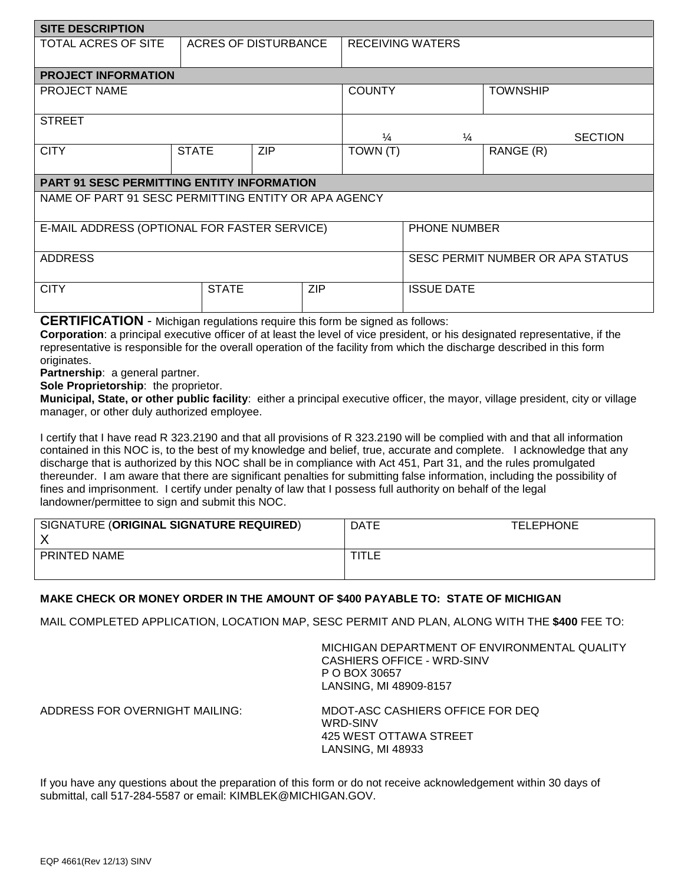| SITE DESCRIPTION | | |
|---|---|---|
| TOTAL ACRES OF SITE | ACRES OF DISTURBANCE | RECEIVING WATERS |

| PROJECT INFORMATION | | | | |
|---|---|---|---|---|
| PROJECT NAME | | | COUNTY | TOWNSHIP |
| STREET | | | ¼ ¼ | SECTION |
| CITY | STATE | ZIP | TOWN (T) | RANGE (R) |

| PART 91 SESC PERMITTING ENTITY INFORMATION | | | |
|---|---|---|---|
| NAME OF PART 91 SESC PERMITTING ENTITY OR APA AGENCY | | | |
| E-MAIL ADDRESS (OPTIONAL FOR FASTER SERVICE) | | | PHONE NUMBER |
| ADDRESS | | | SESC PERMIT NUMBER OR APA STATUS |
| CITY | STATE | ZIP | ISSUE DATE |

**CERTIFICATION** - Michigan regulations require this form be signed as follows:

**Corporation**: a principal executive officer of at least the level of vice president, or his designated representative, if the representative is responsible for the overall operation of the facility from which the discharge described in this form originates.

**Partnership**: a general partner.

**Sole Proprietorship**: the proprietor.

**Municipal, State, or other public facility**: either a principal executive officer, the mayor, village president, city or village manager, or other duly authorized employee.

I certify that I have read R 323.2190 and that all provisions of R 323.2190 will be complied with and that all information contained in this NOC is, to the best of my knowledge and belief, true, accurate and complete. I acknowledge that any discharge that is authorized by this NOC shall be in compliance with Act 451, Part 31, and the rules promulgated thereunder. I am aware that there are significant penalties for submitting false information, including the possibility of fines and imprisonment. I certify under penalty of law that I possess full authority on behalf of the legal landowner/permittee to sign and submit this NOC.

| SIGNATURE (**ORIGINAL SIGNATURE REQUIRED**) X | DATE | TELEPHONE |
|---|---|---|
| PRINTED NAME | TITLE | |

**MAKE CHECK OR MONEY ORDER IN THE AMOUNT OF $400 PAYABLE TO: STATE OF MICHIGAN**

MAIL COMPLETED APPLICATION, LOCATION MAP, SESC PERMIT AND PLAN, ALONG WITH THE **$400** FEE TO:

MICHIGAN DEPARTMENT OF ENVIRONMENTAL QUALITY
CASHIERS OFFICE - WRD-SINV
P O BOX 30657
LANSING, MI 48909-8157

ADDRESS FOR OVERNIGHT MAILING:

MDOT-ASC CASHIERS OFFICE FOR DEQ
WRD-SINV
425 WEST OTTAWA STREET
LANSING, MI 48933

If you have any questions about the preparation of this form or do not receive acknowledgement within 30 days of submittal, call 517-284-5587 or email: KIMBLEK@MICHIGAN.GOV.

EQP 4661(Rev 12/13) SINV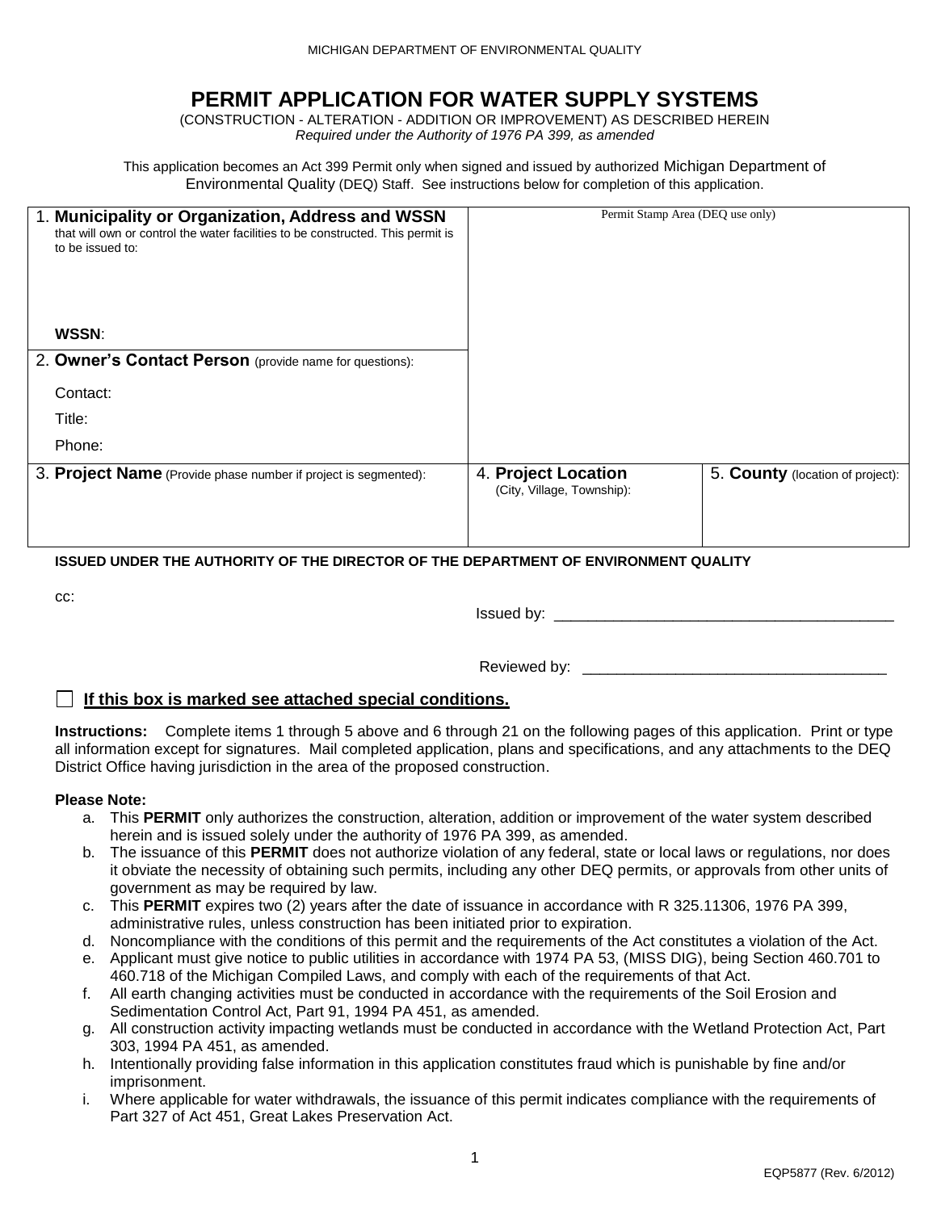MICHIGAN DEPARTMENT OF ENVIRONMENTAL QUALITY

# PERMIT APPLICATION FOR WATER SUPPLY SYSTEMS

(CONSTRUCTION - ALTERATION - ADDITION OR IMPROVEMENT) AS DESCRIBED HEREIN

*Required under the Authority of 1976 PA 399, as amended*

This application becomes an Act 399 Permit only when signed and issued by authorized Michigan Department of Environmental Quality (DEQ) Staff. See instructions below for completion of this application.

| 1. **Municipality or Organization, Address and WSSN** that will own or control the water facilities to be constructed. This permit is to be issued to:<br><br>**WSSN**: | Permit Stamp Area (DEQ use only) | |
|---|---|---|
| 2. **Owner's Contact Person** (provide name for questions):<br>Contact:<br>Title:<br>Phone: | | |
| 3. **Project Name** (Provide phase number if project is segmented): | 4. **Project Location** (City, Village, Township): | 5. **County** (location of project): |

**ISSUED UNDER THE AUTHORITY OF THE DIRECTOR OF THE DEPARTMENT OF ENVIRONMENT QUALITY**

cc:

Issued by: ________________________________________

Reviewed by: ____________________________________

☐ **If this box is marked see attached special conditions.**

**Instructions:** Complete items 1 through 5 above and 6 through 21 on the following pages of this application. Print or type all information except for signatures. Mail completed application, plans and specifications, and any attachments to the DEQ District Office having jurisdiction in the area of the proposed construction.

**Please Note:**

a. This **PERMIT** only authorizes the construction, alteration, addition or improvement of the water system described herein and is issued solely under the authority of 1976 PA 399, as amended.
b. The issuance of this **PERMIT** does not authorize violation of any federal, state or local laws or regulations, nor does it obviate the necessity of obtaining such permits, including any other DEQ permits, or approvals from other units of government as may be required by law.
c. This **PERMIT** expires two (2) years after the date of issuance in accordance with R 325.11306, 1976 PA 399, administrative rules, unless construction has been initiated prior to expiration.
d. Noncompliance with the conditions of this permit and the requirements of the Act constitutes a violation of the Act.
e. Applicant must give notice to public utilities in accordance with 1974 PA 53, (MISS DIG), being Section 460.701 to 460.718 of the Michigan Compiled Laws, and comply with each of the requirements of that Act.
f. All earth changing activities must be conducted in accordance with the requirements of the Soil Erosion and Sedimentation Control Act, Part 91, 1994 PA 451, as amended.
g. All construction activity impacting wetlands must be conducted in accordance with the Wetland Protection Act, Part 303, 1994 PA 451, as amended.
h. Intentionally providing false information in this application constitutes fraud which is punishable by fine and/or imprisonment.
i. Where applicable for water withdrawals, the issuance of this permit indicates compliance with the requirements of Part 327 of Act 451, Great Lakes Preservation Act.

EQP5877 (Rev. 6/2012)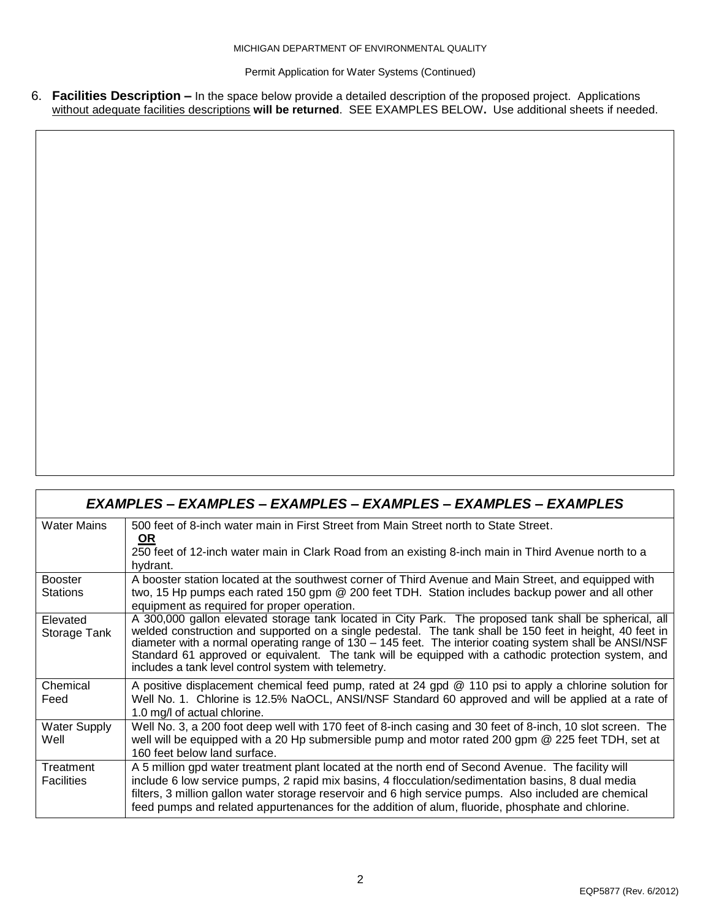MICHIGAN DEPARTMENT OF ENVIRONMENTAL QUALITY

Permit Application for Water Systems (Continued)

6. **Facilities Description –** In the space below provide a detailed description of the proposed project. Applications without adequate facilities descriptions **will be returned**. SEE EXAMPLES BELOW**.** Use additional sheets if needed.

| ***EXAMPLES – EXAMPLES – EXAMPLES – EXAMPLES – EXAMPLES – EXAMPLES*** | |
|---|---|
| Water Mains | 500 feet of 8-inch water main in First Street from Main Street north to State Street. **OR** 250 feet of 12-inch water main in Clark Road from an existing 8-inch main in Third Avenue north to a hydrant. |
| Booster Stations | A booster station located at the southwest corner of Third Avenue and Main Street, and equipped with two, 15 Hp pumps each rated 150 gpm @ 200 feet TDH. Station includes backup power and all other equipment as required for proper operation. |
| Elevated Storage Tank | A 300,000 gallon elevated storage tank located in City Park. The proposed tank shall be spherical, all welded construction and supported on a single pedestal. The tank shall be 150 feet in height, 40 feet in diameter with a normal operating range of 130 – 145 feet. The interior coating system shall be ANSI/NSF Standard 61 approved or equivalent. The tank will be equipped with a cathodic protection system, and includes a tank level control system with telemetry. |
| Chemical Feed | A positive displacement chemical feed pump, rated at 24 gpd @ 110 psi to apply a chlorine solution for Well No. 1. Chlorine is 12.5% NaOCL, ANSI/NSF Standard 60 approved and will be applied at a rate of 1.0 mg/l of actual chlorine. |
| Water Supply Well | Well No. 3, a 200 foot deep well with 170 feet of 8-inch casing and 30 feet of 8-inch, 10 slot screen. The well will be equipped with a 20 Hp submersible pump and motor rated 200 gpm @ 225 feet TDH, set at 160 feet below land surface. |
| Treatment Facilities | A 5 million gpd water treatment plant located at the north end of Second Avenue. The facility will include 6 low service pumps, 2 rapid mix basins, 4 flocculation/sedimentation basins, 8 dual media filters, 3 million gallon water storage reservoir and 6 high service pumps. Also included are chemical feed pumps and related appurtenances for the addition of alum, fluoride, phosphate and chlorine. |

EQP5877 (Rev. 6/2012)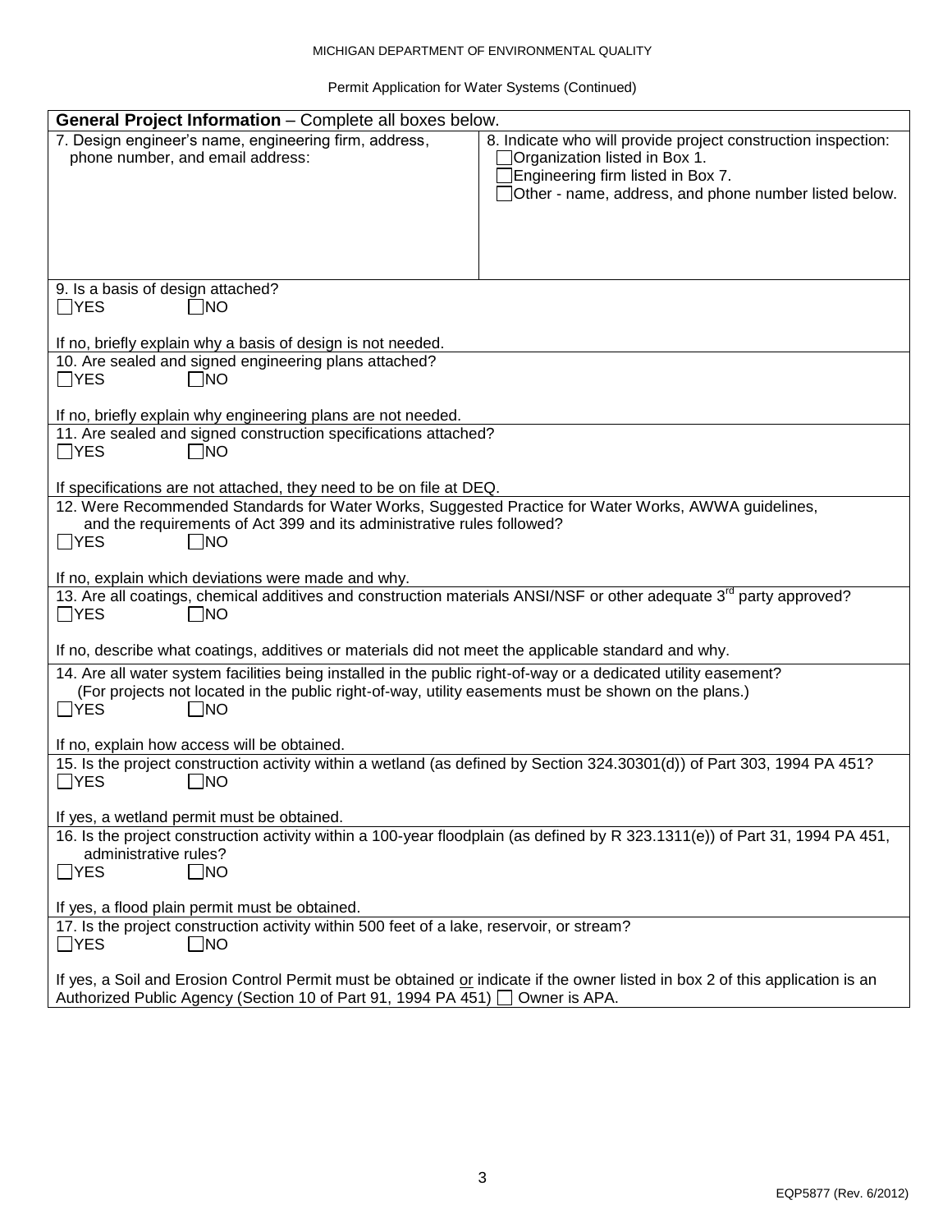MICHIGAN DEPARTMENT OF ENVIRONMENTAL QUALITY

Permit Application for Water Systems (Continued)

**General Project Information** – Complete all boxes below.

| 7. Design engineer's name, engineering firm, address, phone number, and email address: | 8. Indicate who will provide project construction inspection:<br>☐ Organization listed in Box 1.<br>☐ Engineering firm listed in Box 7.<br>☐ Other - name, address, and phone number listed below. |
|---|---|

9. Is a basis of design attached?
☐ YES ☐ NO

If no, briefly explain why a basis of design is not needed.

10. Are sealed and signed engineering plans attached?
☐ YES ☐ NO

If no, briefly explain why engineering plans are not needed.

11. Are sealed and signed construction specifications attached?
☐ YES ☐ NO

If specifications are not attached, they need to be on file at DEQ.

12. Were Recommended Standards for Water Works, Suggested Practice for Water Works, AWWA guidelines, and the requirements of Act 399 and its administrative rules followed?
☐ YES ☐ NO

If no, explain which deviations were made and why.

13. Are all coatings, chemical additives and construction materials ANSI/NSF or other adequate 3rd party approved?
☐ YES ☐ NO

If no, describe what coatings, additives or materials did not meet the applicable standard and why.

14. Are all water system facilities being installed in the public right-of-way or a dedicated utility easement? (For projects not located in the public right-of-way, utility easements must be shown on the plans.)
☐ YES ☐ NO

If no, explain how access will be obtained.

15. Is the project construction activity within a wetland (as defined by Section 324.30301(d)) of Part 303, 1994 PA 451?
☐ YES ☐ NO

If yes, a wetland permit must be obtained.

16. Is the project construction activity within a 100-year floodplain (as defined by R 323.1311(e)) of Part 31, 1994 PA 451, administrative rules?
☐ YES ☐ NO

If yes, a flood plain permit must be obtained.

17. Is the project construction activity within 500 feet of a lake, reservoir, or stream?
☐ YES ☐ NO

If yes, a Soil and Erosion Control Permit must be obtained or indicate if the owner listed in box 2 of this application is an Authorized Public Agency (Section 10 of Part 91, 1994 PA 451) ☐ Owner is APA.

EQP5877 (Rev. 6/2012)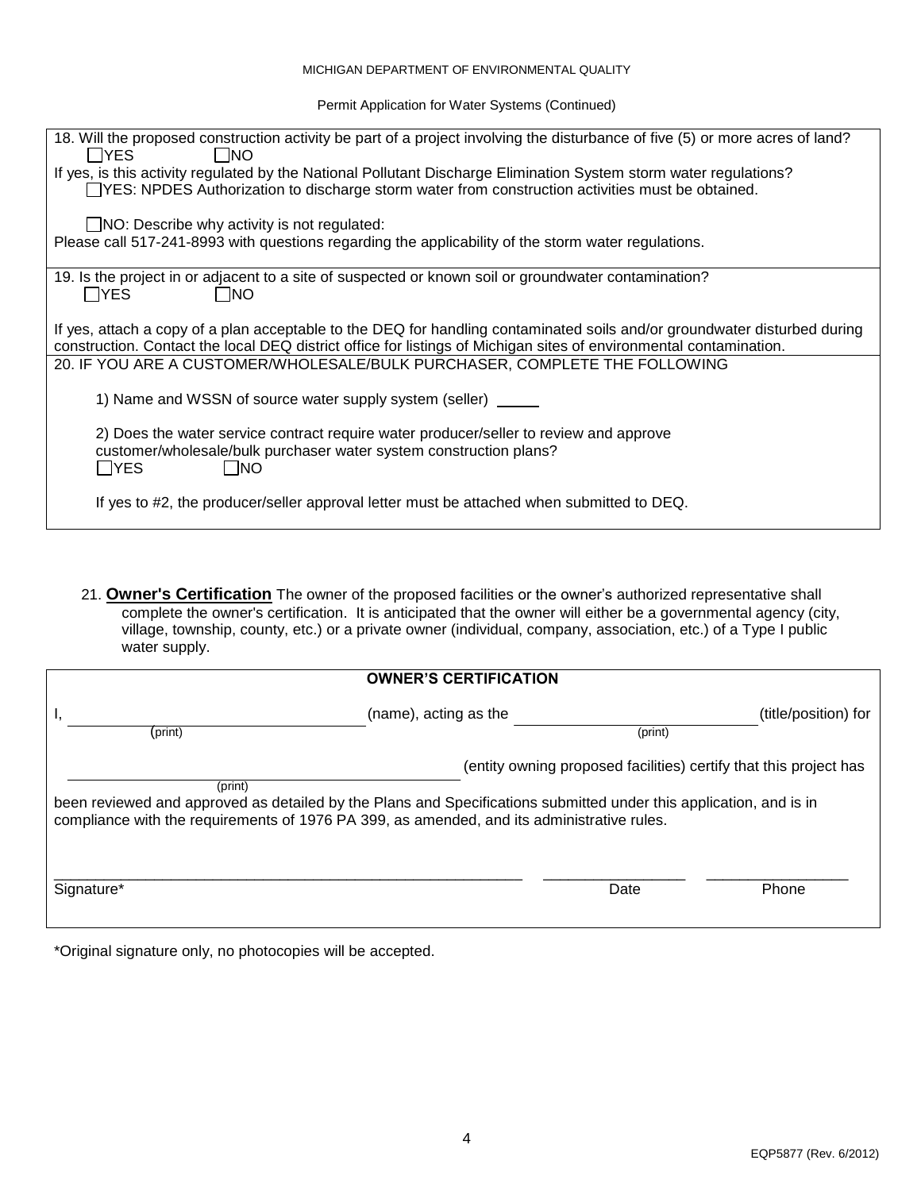MICHIGAN DEPARTMENT OF ENVIRONMENTAL QUALITY

Permit Application for Water Systems (Continued)

18. Will the proposed construction activity be part of a project involving the disturbance of five (5) or more acres of land?

☐YES ☐NO

If yes, is this activity regulated by the National Pollutant Discharge Elimination System storm water regulations?

☐YES: NPDES Authorization to discharge storm water from construction activities must be obtained.

☐NO: Describe why activity is not regulated:

Please call 517-241-8993 with questions regarding the applicability of the storm water regulations.

19. Is the project in or adjacent to a site of suspected or known soil or groundwater contamination?

☐YES ☐NO

If yes, attach a copy of a plan acceptable to the DEQ for handling contaminated soils and/or groundwater disturbed during construction. Contact the local DEQ district office for listings of Michigan sites of environmental contamination.

20. IF YOU ARE A CUSTOMER/WHOLESALE/BULK PURCHASER, COMPLETE THE FOLLOWING

1) Name and WSSN of source water supply system (seller) _____

2) Does the water service contract require water producer/seller to review and approve customer/wholesale/bulk purchaser water system construction plans?

☐YES ☐NO

If yes to #2, the producer/seller approval letter must be attached when submitted to DEQ.

21. **Owner's Certification** The owner of the proposed facilities or the owner's authorized representative shall complete the owner's certification. It is anticipated that the owner will either be a governmental agency (city, village, township, county, etc.) or a private owner (individual, company, association, etc.) of a Type I public water supply.

**OWNER'S CERTIFICATION**

I, ______________________ (print) (name), acting as the ______________________ (print) (title/position) for

______________________ (print) (entity owning proposed facilities) certify that this project has been reviewed and approved as detailed by the Plans and Specifications submitted under this application, and is in compliance with the requirements of 1976 PA 399, as amended, and its administrative rules.

______________________ Signature*     ______________ Date     ______________ Phone

*Original signature only, no photocopies will be accepted.

EQP5877 (Rev. 6/2012)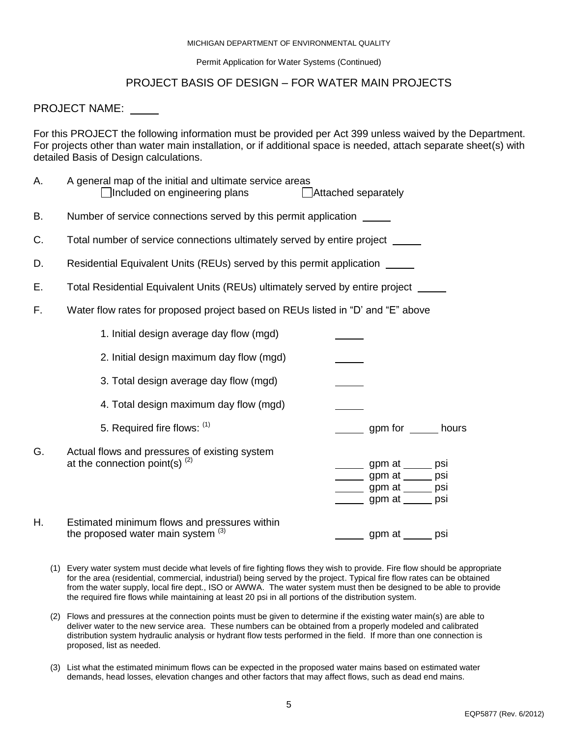MICHIGAN DEPARTMENT OF ENVIRONMENTAL QUALITY

Permit Application for Water Systems (Continued)

## PROJECT BASIS OF DESIGN – FOR WATER MAIN PROJECTS

PROJECT NAME: _____

For this PROJECT the following information must be provided per Act 399 unless waived by the Department. For projects other than water main installation, or if additional space is needed, attach separate sheet(s) with detailed Basis of Design calculations.

A. A general map of the initial and ultimate service areas
   ☐ Included on engineering plans ☐ Attached separately

B. Number of service connections served by this permit application _____

C. Total number of service connections ultimately served by entire project _____

D. Residential Equivalent Units (REUs) served by this permit application _____

E. Total Residential Equivalent Units (REUs) ultimately served by entire project _____

F. Water flow rates for proposed project based on REUs listed in "D' and "E" above

   1. Initial design average day flow (mgd) _____

   2. Initial design maximum day flow (mgd) _____

   3. Total design average day flow (mgd) _____

   4. Total design maximum day flow (mgd) _____

   5. Required fire flows: (1) _____ gpm for _____ hours

G. Actual flows and pressures of existing system at the connection point(s) (2)
   _____ gpm at _____ psi
   _____ gpm at _____ psi
   _____ gpm at _____ psi
   _____ gpm at _____ psi

H. Estimated minimum flows and pressures within the proposed water main system (3)
   _____ gpm at _____ psi

(1) Every water system must decide what levels of fire fighting flows they wish to provide. Fire flow should be appropriate for the area (residential, commercial, industrial) being served by the project. Typical fire flow rates can be obtained from the water supply, local fire dept., ISO or AWWA. The water system must then be designed to be able to provide the required fire flows while maintaining at least 20 psi in all portions of the distribution system.

(2) Flows and pressures at the connection points must be given to determine if the existing water main(s) are able to deliver water to the new service area. These numbers can be obtained from a properly modeled and calibrated distribution system hydraulic analysis or hydrant flow tests performed in the field. If more than one connection is proposed, list as needed.

(3) List what the estimated minimum flows can be expected in the proposed water mains based on estimated water demands, head losses, elevation changes and other factors that may affect flows, such as dead end mains.

EQP5877 (Rev. 6/2012)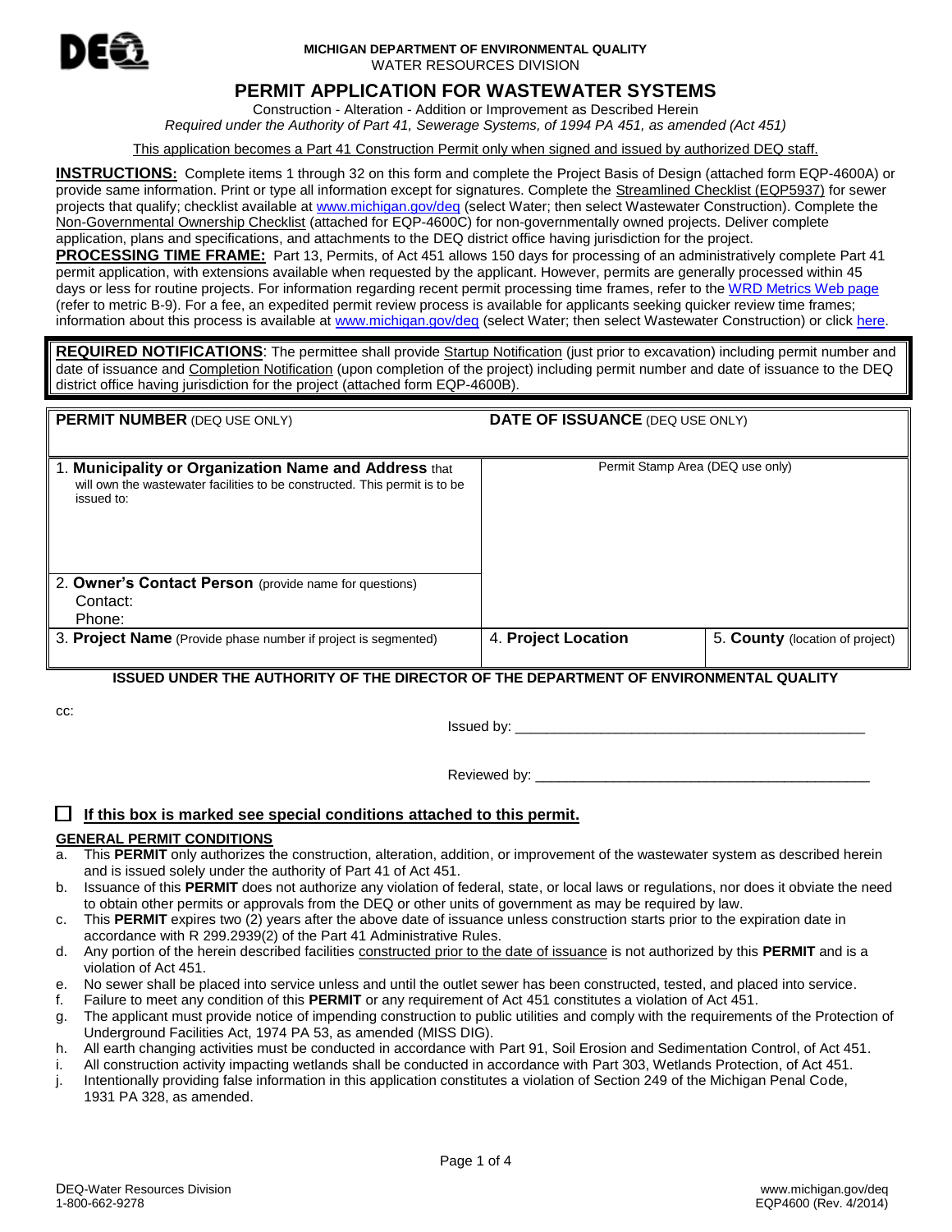**MICHIGAN DEPARTMENT OF ENVIRONMENTAL QUALITY**
WATER RESOURCES DIVISION

# PERMIT APPLICATION FOR WASTEWATER SYSTEMS

Construction - Alteration - Addition or Improvement as Described Herein
*Required under the Authority of Part 41, Sewerage Systems, of 1994 PA 451, as amended (Act 451)*

This application becomes a Part 41 Construction Permit only when signed and issued by authorized DEQ staff.

**INSTRUCTIONS:** Complete items 1 through 32 on this form and complete the Project Basis of Design (attached form EQP-4600A) or provide same information. Print or type all information except for signatures. Complete the Streamlined Checklist (EQP5937) for sewer projects that qualify; checklist available at www.michigan.gov/deq (select Water; then select Wastewater Construction). Complete the Non-Governmental Ownership Checklist (attached for EQP-4600C) for non-governmentally owned projects. Deliver complete application, plans and specifications, and attachments to the DEQ district office having jurisdiction for the project.

**PROCESSING TIME FRAME:** Part 13, Permits, of Act 451 allows 150 days for processing of an administratively complete Part 41 permit application, with extensions available when requested by the applicant. However, permits are generally processed within 45 days or less for routine projects. For information regarding recent permit processing time frames, refer to the WRD Metrics Web page (refer to metric B-9). For a fee, an expedited permit review process is available for applicants seeking quicker review time frames; information about this process is available at www.michigan.gov/deq (select Water; then select Wastewater Construction) or click here.

**REQUIRED NOTIFICATIONS**: The permittee shall provide Startup Notification (just prior to excavation) including permit number and date of issuance and Completion Notification (upon completion of the project) including permit number and date of issuance to the DEQ district office having jurisdiction for the project (attached form EQP-4600B).

| **PERMIT NUMBER** (DEQ USE ONLY) | **DATE OF ISSUANCE** (DEQ USE ONLY) | |
|---|---|---|
| 1. **Municipality or Organization Name and Address** that will own the wastewater facilities to be constructed. This permit is to be issued to: | Permit Stamp Area (DEQ use only) | |
| 2. **Owner's Contact Person** (provide name for questions)<br>Contact:<br>Phone: | | |
| 3. **Project Name** (Provide phase number if project is segmented) | 4. **Project Location** | 5. **County** (location of project) |

**ISSUED UNDER THE AUTHORITY OF THE DIRECTOR OF THE DEPARTMENT OF ENVIRONMENTAL QUALITY**

cc:

Issued by: ____________________________________________

Reviewed by: __________________________________________

☐ **If this box is marked see special conditions attached to this permit.**

**GENERAL PERMIT CONDITIONS**

a. This **PERMIT** only authorizes the construction, alteration, addition, or improvement of the wastewater system as described herein and is issued solely under the authority of Part 41 of Act 451.
b. Issuance of this **PERMIT** does not authorize any violation of federal, state, or local laws or regulations, nor does it obviate the need to obtain other permits or approvals from the DEQ or other units of government as may be required by law.
c. This **PERMIT** expires two (2) years after the above date of issuance unless construction starts prior to the expiration date in accordance with R 299.2939(2) of the Part 41 Administrative Rules.
d. Any portion of the herein described facilities constructed prior to the date of issuance is not authorized by this **PERMIT** and is a violation of Act 451.
e. No sewer shall be placed into service unless and until the outlet sewer has been constructed, tested, and placed into service.
f. Failure to meet any condition of this **PERMIT** or any requirement of Act 451 constitutes a violation of Act 451.
g. The applicant must provide notice of impending construction to public utilities and comply with the requirements of the Protection of Underground Facilities Act, 1974 PA 53, as amended (MISS DIG).
h. All earth changing activities must be conducted in accordance with Part 91, Soil Erosion and Sedimentation Control, of Act 451.
i. All construction activity impacting wetlands shall be conducted in accordance with Part 303, Wetlands Protection, of Act 451.
j. Intentionally providing false information in this application constitutes a violation of Section 249 of the Michigan Penal Code, 1931 PA 328, as amended.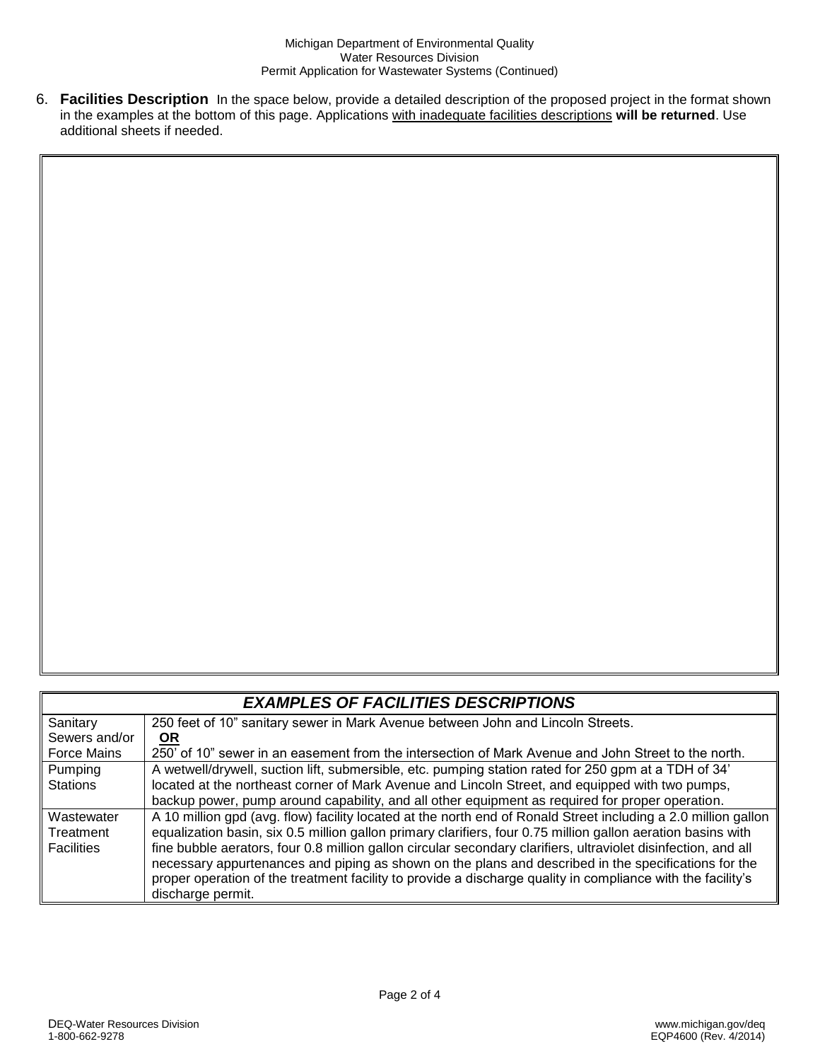Michigan Department of Environmental Quality
Water Resources Division
Permit Application for Wastewater Systems (Continued)

6. **Facilities Description** In the space below, provide a detailed description of the proposed project in the format shown in the examples at the bottom of this page. Applications with inadequate facilities descriptions **will be returned**. Use additional sheets if needed.

| ***EXAMPLES OF FACILITIES DESCRIPTIONS*** | |
|---|---|
| Sanitary Sewers and/or Force Mains | 250 feet of 10" sanitary sewer in Mark Avenue between John and Lincoln Streets.<br>**OR**<br>250' of 10" sewer in an easement from the intersection of Mark Avenue and John Street to the north. |
| Pumping Stations | A wetwell/drywell, suction lift, submersible, etc. pumping station rated for 250 gpm at a TDH of 34' located at the northeast corner of Mark Avenue and Lincoln Street, and equipped with two pumps, backup power, pump around capability, and all other equipment as required for proper operation. |
| Wastewater Treatment Facilities | A 10 million gpd (avg. flow) facility located at the north end of Ronald Street including a 2.0 million gallon equalization basin, six 0.5 million gallon primary clarifiers, four 0.75 million gallon aeration basins with fine bubble aerators, four 0.8 million gallon circular secondary clarifiers, ultraviolet disinfection, and all necessary appurtenances and piping as shown on the plans and described in the specifications for the proper operation of the treatment facility to provide a discharge quality in compliance with the facility's discharge permit. |

DEQ-Water Resources Division
1-800-662-9278

www.michigan.gov/deq
EQP4600 (Rev. 4/2014)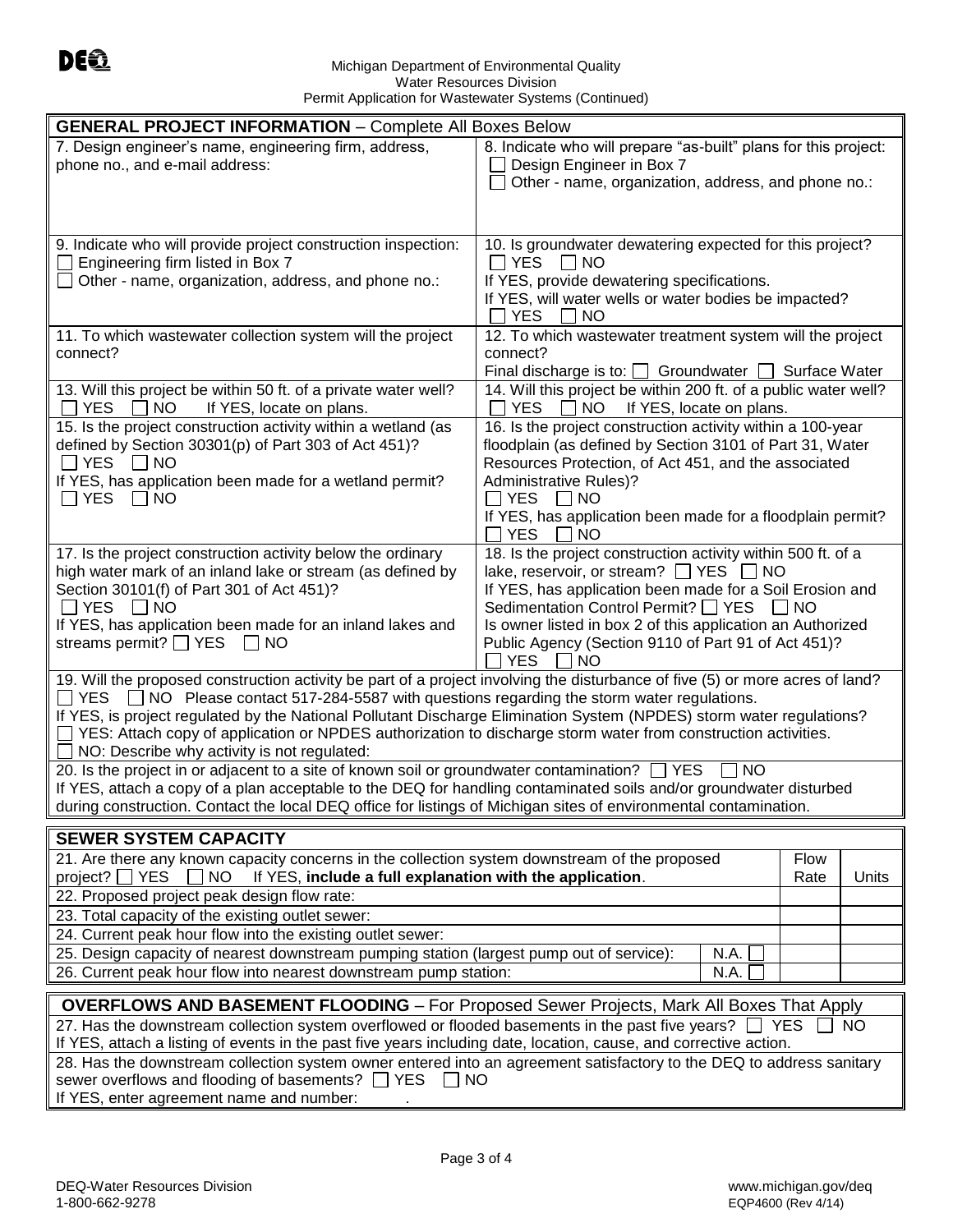Michigan Department of Environmental Quality
Water Resources Division
Permit Application for Wastewater Systems (Continued)

## GENERAL PROJECT INFORMATION – Complete All Boxes Below

| | |
|---|---|
| 7. Design engineer's name, engineering firm, address, phone no., and e-mail address: | 8. Indicate who will prepare "as-built" plans for this project:<br>☐ Design Engineer in Box 7<br>☐ Other - name, organization, address, and phone no.: |
| 9. Indicate who will provide project construction inspection:<br>☐ Engineering firm listed in Box 7<br>☐ Other - name, organization, address, and phone no.: | 10. Is groundwater dewatering expected for this project?<br>☐ YES ☐ NO<br>If YES, provide dewatering specifications.<br>If YES, will water wells or water bodies be impacted?<br>☐ YES ☐ NO |
| 11. To which wastewater collection system will the project connect? | 12. To which wastewater treatment system will the project connect?<br>Final discharge is to: ☐ Groundwater ☐ Surface Water |
| 13. Will this project be within 50 ft. of a private water well?<br>☐ YES ☐ NO If YES, locate on plans. | 14. Will this project be within 200 ft. of a public water well?<br>☐ YES ☐ NO If YES, locate on plans. |
| 15. Is the project construction activity within a wetland (as defined by Section 30301(p) of Part 303 of Act 451)?<br>☐ YES ☐ NO<br>If YES, has application been made for a wetland permit?<br>☐ YES ☐ NO | 16. Is the project construction activity within a 100-year floodplain (as defined by Section 3101 of Part 31, Water Resources Protection, of Act 451, and the associated Administrative Rules)?<br>☐ YES ☐ NO<br>If YES, has application been made for a floodplain permit?<br>☐ YES ☐ NO |
| 17. Is the project construction activity below the ordinary high water mark of an inland lake or stream (as defined by Section 30101(f) of Part 301 of Act 451)?<br>☐ YES ☐ NO<br>If YES, has application been made for an inland lakes and streams permit? ☐ YES ☐ NO | 18. Is the project construction activity within 500 ft. of a lake, reservoir, or stream? ☐ YES ☐ NO<br>If YES, has application been made for a Soil Erosion and Sedimentation Control Permit? ☐ YES ☐ NO<br>Is owner listed in box 2 of this application an Authorized Public Agency (Section 9110 of Part 91 of Act 451)?<br>☐ YES ☐ NO |

19. Will the proposed construction activity be part of a project involving the disturbance of five (5) or more acres of land?
☐ YES ☐ NO Please contact 517-284-5587 with questions regarding the storm water regulations.
If YES, is project regulated by the National Pollutant Discharge Elimination System (NPDES) storm water regulations?
☐ YES: Attach copy of application or NPDES authorization to discharge storm water from construction activities.
☐ NO: Describe why activity is not regulated:

20. Is the project in or adjacent to a site of known soil or groundwater contamination? ☐ YES ☐ NO
If YES, attach a copy of a plan acceptable to the DEQ for handling contaminated soils and/or groundwater disturbed during construction. Contact the local DEQ office for listings of Michigan sites of environmental contamination.

## SEWER SYSTEM CAPACITY

| | | Flow Rate | Units |
|---|---|---|---|
| 21. Are there any known capacity concerns in the collection system downstream of the proposed project? ☐ YES ☐ NO If YES, **include a full explanation with the application**. | | | |
| 22. Proposed project peak design flow rate: | | | |
| 23. Total capacity of the existing outlet sewer: | | | |
| 24. Current peak hour flow into the existing outlet sewer: | | | |
| 25. Design capacity of nearest downstream pumping station (largest pump out of service): | N.A. ☐ | | |
| 26. Current peak hour flow into nearest downstream pump station: | N.A. ☐ | | |

## OVERFLOWS AND BASEMENT FLOODING – For Proposed Sewer Projects, Mark All Boxes That Apply

27. Has the downstream collection system overflowed or flooded basements in the past five years? ☐ YES ☐ NO
If YES, attach a listing of events in the past five years including date, location, cause, and corrective action.

28. Has the downstream collection system owner entered into an agreement satisfactory to the DEQ to address sanitary sewer overflows and flooding of basements? ☐ YES ☐ NO
If YES, enter agreement name and number: .

DEQ-Water Resources Division
1-800-662-9278

www.michigan.gov/deq
EQP4600 (Rev 4/14)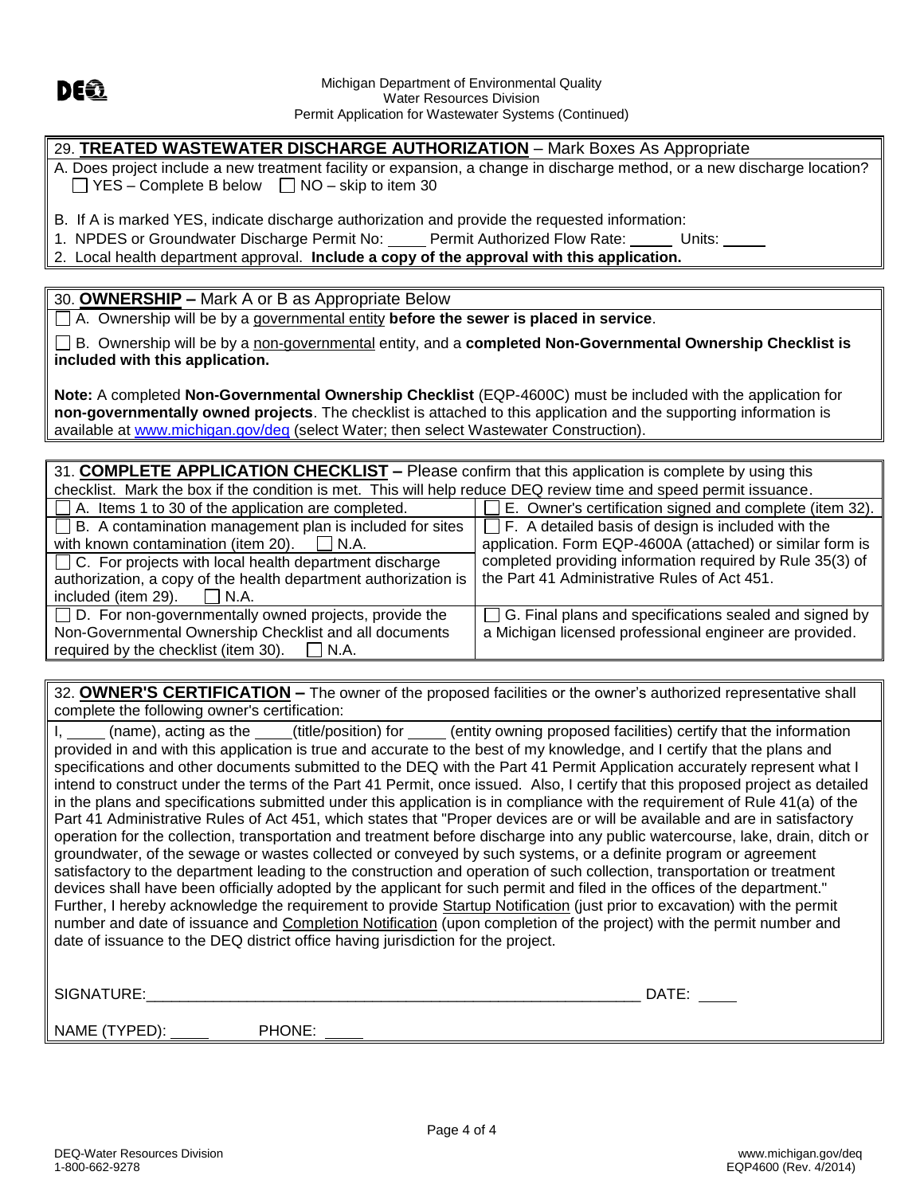Michigan Department of Environmental Quality
Water Resources Division
Permit Application for Wastewater Systems (Continued)

## 29. **TREATED WASTEWATER DISCHARGE AUTHORIZATION** – Mark Boxes As Appropriate

A. Does project include a new treatment facility or expansion, a change in discharge method, or a new discharge location?
☐ YES – Complete B below ☐ NO – skip to item 30

B. If A is marked YES, indicate discharge authorization and provide the requested information:

1. NPDES or Groundwater Discharge Permit No: _____ Permit Authorized Flow Rate: _____ Units: _____
2. Local health department approval. **Include a copy of the approval with this application.**

## 30. **OWNERSHIP –** Mark A or B as Appropriate Below

☐ A. Ownership will be by a governmental entity **before the sewer is placed in service**.

☐ B. Ownership will be by a non-governmental entity, and a **completed Non-Governmental Ownership Checklist is included with this application.**

**Note:** A completed **Non-Governmental Ownership Checklist** (EQP-4600C) must be included with the application for **non-governmentally owned projects**. The checklist is attached to this application and the supporting information is available at www.michigan.gov/deq (select Water; then select Wastewater Construction).

## 31. **COMPLETE APPLICATION CHECKLIST –** Please confirm that this application is complete by using this checklist. Mark the box if the condition is met. This will help reduce DEQ review time and speed permit issuance.

| | |
|---|---|
| ☐ A. Items 1 to 30 of the application are completed. | ☐ E. Owner's certification signed and complete (item 32). |
| ☐ B. A contamination management plan is included for sites with known contamination (item 20). ☐ N.A. | ☐ F. A detailed basis of design is included with the application. Form EQP-4600A (attached) or similar form is completed providing information required by Rule 35(3) of the Part 41 Administrative Rules of Act 451. |
| ☐ C. For projects with local health department discharge authorization, a copy of the health department authorization is included (item 29). ☐ N.A. | |
| ☐ D. For non-governmentally owned projects, provide the Non-Governmental Ownership Checklist and all documents required by the checklist (item 30). ☐ N.A. | ☐ G. Final plans and specifications sealed and signed by a Michigan licensed professional engineer are provided. |

## 32. **OWNER'S CERTIFICATION –** The owner of the proposed facilities or the owner's authorized representative shall complete the following owner's certification:

I, _____ (name), acting as the _____(title/position) for _____ (entity owning proposed facilities) certify that the information provided in and with this application is true and accurate to the best of my knowledge, and I certify that the plans and specifications and other documents submitted to the DEQ with the Part 41 Permit Application accurately represent what I intend to construct under the terms of the Part 41 Permit, once issued. Also, I certify that this proposed project as detailed in the plans and specifications submitted under this application is in compliance with the requirement of Rule 41(a) of the Part 41 Administrative Rules of Act 451, which states that "Proper devices are or will be available and are in satisfactory operation for the collection, transportation and treatment before discharge into any public watercourse, lake, drain, ditch or groundwater, of the sewage or wastes collected or conveyed by such systems, or a definite program or agreement satisfactory to the department leading to the construction and operation of such collection, transportation or treatment devices shall have been officially adopted by the applicant for such permit and filed in the offices of the department." Further, I hereby acknowledge the requirement to provide Startup Notification (just prior to excavation) with the permit number and date of issuance and Completion Notification (upon completion of the project) with the permit number and date of issuance to the DEQ district office having jurisdiction for the project.

SIGNATURE:____________________________________________________________ DATE: _____

NAME (TYPED): _____ PHONE: _____

DEQ-Water Resources Division
1-800-662-9278

www.michigan.gov/deq
EQP4600 (Rev. 4/2014)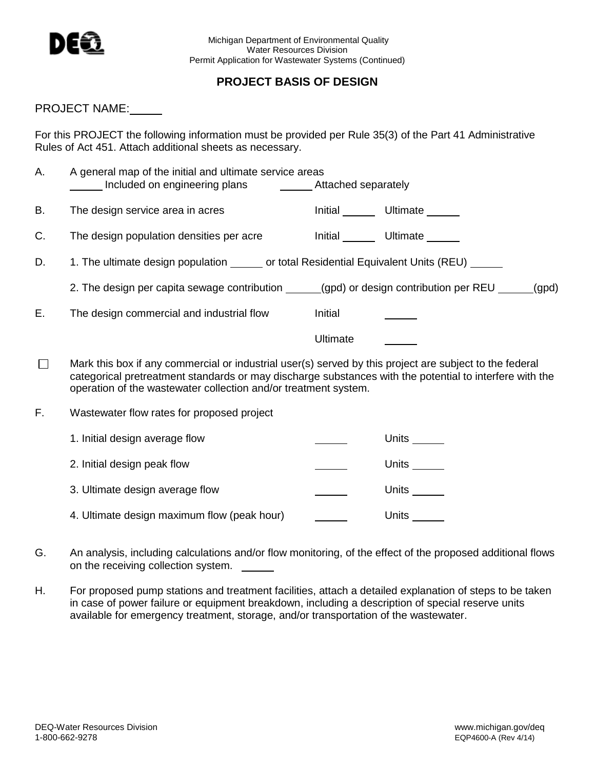Michigan Department of Environmental Quality
Water Resources Division
Permit Application for Wastewater Systems (Continued)

## PROJECT BASIS OF DESIGN

PROJECT NAME: _____

For this PROJECT the following information must be provided per Rule 35(3) of the Part 41 Administrative Rules of Act 451. Attach additional sheets as necessary.

A. A general map of the initial and ultimate service areas
   _____ Included on engineering plans   _____ Attached separately

B. The design service area in acres   Initial _____   Ultimate _____

C. The design population densities per acre   Initial _____   Ultimate _____

D. 1. The ultimate design population _____ or total Residential Equivalent Units (REU) _____

   2. The design per capita sewage contribution _____(gpd) or design contribution per REU _____(gpd)

E. The design commercial and industrial flow   Initial _____

   Ultimate _____

☐ Mark this box if any commercial or industrial user(s) served by this project are subject to the federal categorical pretreatment standards or may discharge substances with the potential to interfere with the operation of the wastewater collection and/or treatment system.

F. Wastewater flow rates for proposed project

| | | |
|---|---|---|
| 1. Initial design average flow | _____ | Units _____ |
| 2. Initial design peak flow | _____ | Units _____ |
| 3. Ultimate design average flow | _____ | Units _____ |
| 4. Ultimate design maximum flow (peak hour) | _____ | Units _____ |

G. An analysis, including calculations and/or flow monitoring, of the effect of the proposed additional flows on the receiving collection system. _____

H. For proposed pump stations and treatment facilities, attach a detailed explanation of steps to be taken in case of power failure or equipment breakdown, including a description of special reserve units available for emergency treatment, storage, and/or transportation of the wastewater.

DEQ-Water Resources Division
1-800-662-9278

www.michigan.gov/deq
EQP4600-A (Rev 4/14)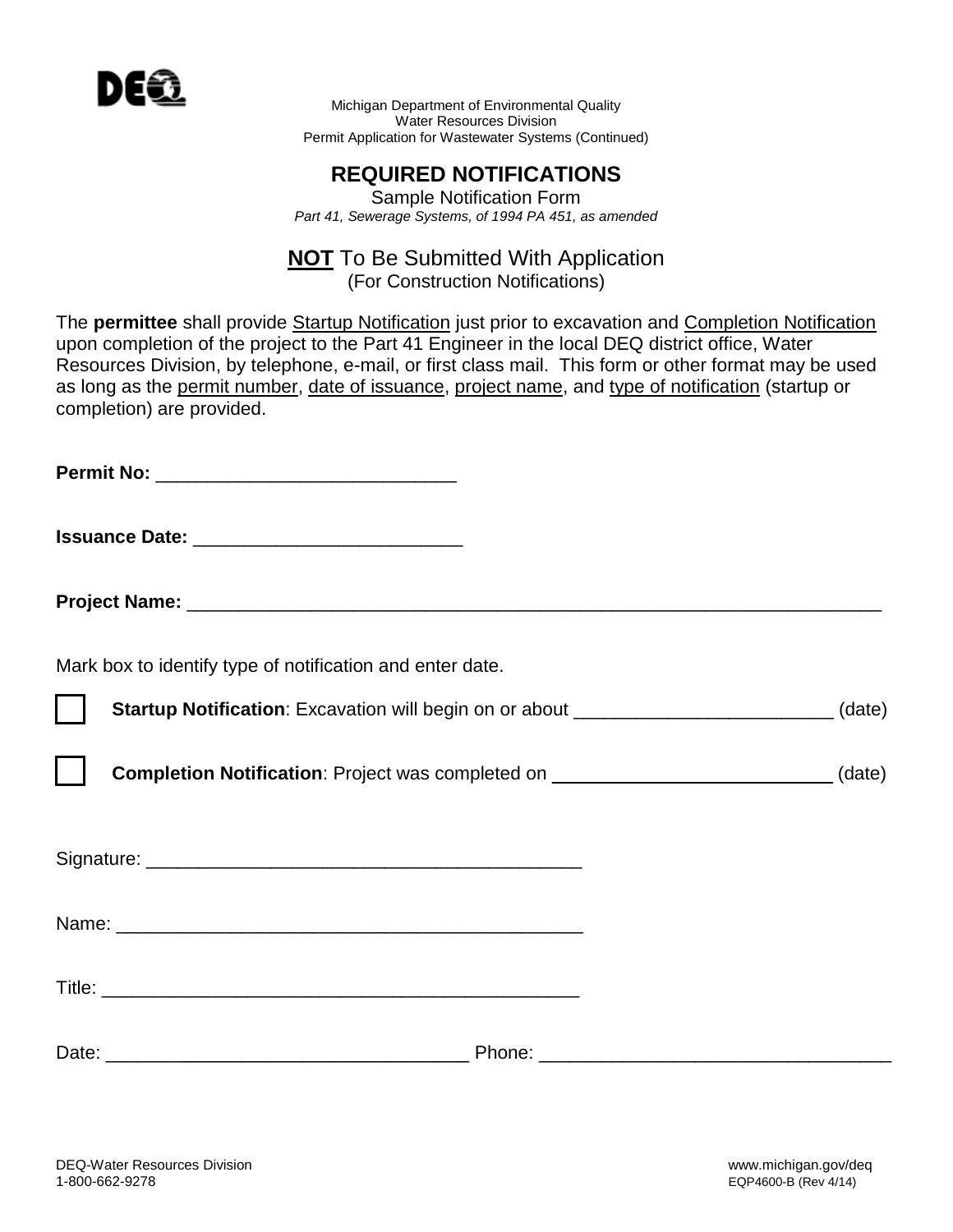Michigan Department of Environmental Quality
Water Resources Division
Permit Application for Wastewater Systems (Continued)

# REQUIRED NOTIFICATIONS

Sample Notification Form

*Part 41, Sewerage Systems, of 1994 PA 451, as amended*

## **NOT** To Be Submitted With Application

(For Construction Notifications)

The **permittee** shall provide Startup Notification just prior to excavation and Completion Notification upon completion of the project to the Part 41 Engineer in the local DEQ district office, Water Resources Division, by telephone, e-mail, or first class mail. This form or other format may be used as long as the permit number, date of issuance, project name, and type of notification (startup or completion) are provided.

**Permit No:** _____________________________

**Issuance Date:** __________________________

**Project Name:** ___________________________________________________________________

Mark box to identify type of notification and enter date.

☐ **Startup Notification**: Excavation will begin on or about _________________________ (date)

☐ **Completion Notification**: Project was completed on ___________________________ (date)

Signature: __________________________________________

Name: ______________________________________________

Title: _______________________________________________

Date: ___________________________________ Phone: __________________________________

DEQ-Water Resources Division
1-800-662-9278

www.michigan.gov/deq
EQP4600-B (Rev 4/14)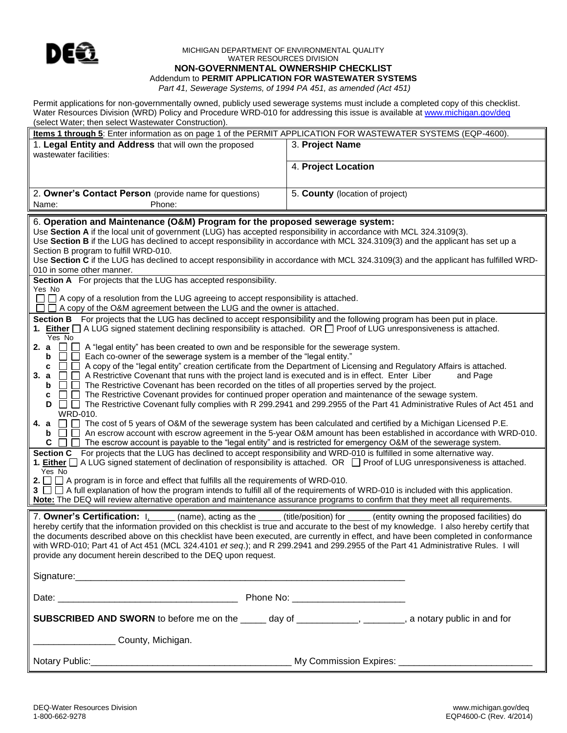MICHIGAN DEPARTMENT OF ENVIRONMENTAL QUALITY
WATER RESOURCES DIVISION

# NON-GOVERNMENTAL OWNERSHIP CHECKLIST

Addendum to **PERMIT APPLICATION FOR WASTEWATER SYSTEMS**

*Part 41, Sewerage Systems, of 1994 PA 451, as amended (Act 451)*

Permit applications for non-governmentally owned, publicly used sewerage systems must include a completed copy of this checklist. Water Resources Division (WRD) Policy and Procedure WRD-010 for addressing this issue is available at www.michigan.gov/deq (select Water; then select Wastewater Construction).

**Items 1 through 5**: Enter information as on page 1 of the PERMIT APPLICATION FOR WASTEWATER SYSTEMS (EQP-4600).

| | |
|---|---|
| 1. **Legal Entity and Address** that will own the proposed wastewater facilities: | 3. **Project Name** |
| | 4. **Project Location** |
| 2. **Owner's Contact Person** (provide name for questions)<br>Name: Phone: | 5. **County** (location of project) |

6. **Operation and Maintenance (O&M) Program for the proposed sewerage system:**

Use **Section A** if the local unit of government (LUG) has accepted responsibility in accordance with MCL 324.3109(3).
Use **Section B** if the LUG has declined to accept responsibility in accordance with MCL 324.3109(3) and the applicant has set up a Section B program to fulfill WRD-010.
Use **Section C** if the LUG has declined to accept responsibility in accordance with MCL 324.3109(3) and the applicant has fulfilled WRD-010 in some other manner.

**Section A** For projects that the LUG has accepted responsibility.

Yes No
☐ ☐ A copy of a resolution from the LUG agreeing to accept responsibility is attached.
☐ ☐ A copy of the O&M agreement between the LUG and the owner is attached.

**Section B** For projects that the LUG has declined to accept responsibility and the following program has been put in place.

**1. Either** ☐ A LUG signed statement declining responsibility is attached. OR ☐ Proof of LUG unresponsiveness is attached.

Yes No
**2. a** ☐ ☐ A "legal entity" has been created to own and be responsible for the sewerage system.
**b** ☐ ☐ Each co-owner of the sewerage system is a member of the "legal entity."
**c** ☐ ☐ A copy of the "legal entity" creation certificate from the Department of Licensing and Regulatory Affairs is attached.
**3. a** ☐ ☐ A Restrictive Covenant that runs with the project land is executed and is in effect. Enter Liber and Page
**b** ☐ ☐ The Restrictive Covenant has been recorded on the titles of all properties served by the project.
**c** ☐ ☐ The Restrictive Covenant provides for continued proper operation and maintenance of the sewage system.
**D** ☐ ☐ The Restrictive Covenant fully complies with R 299.2941 and 299.2955 of the Part 41 Administrative Rules of Act 451 and WRD-010.
**4. a** ☐ ☐ The cost of 5 years of O&M of the sewerage system has been calculated and certified by a Michigan Licensed P.E.
**b** ☐ ☐ An escrow account with escrow agreement in the 5-year O&M amount has been established in accordance with WRD-010.
**C** ☐ ☐ The escrow account is payable to the "legal entity" and is restricted for emergency O&M of the sewerage system.

**Section C** For projects that the LUG has declined to accept responsibility and WRD-010 is fulfilled in some alternative way.

**1. Either** ☐ A LUG signed statement of declination of responsibility is attached. OR ☐ Proof of LUG unresponsiveness is attached.

Yes No
**2.** ☐ ☐ A program is in force and effect that fulfills all the requirements of WRD-010.
**3** ☐ ☐ A full explanation of how the program intends to fulfill all of the requirements of WRD-010 is included with this application.

**Note:** The DEQ will review alternative operation and maintenance assurance programs to confirm that they meet all requirements.

7. **Owner's Certification:** I, _____ (name), acting as the _____ (title/position) for _____ (entity owning the proposed facilities) do hereby certify that the information provided on this checklist is true and accurate to the best of my knowledge. I also hereby certify that the documents described above on this checklist have been executed, are currently in effect, and have been completed in conformance with WRD-010; Part 41 of Act 451 (MCL 324.4101 *et seq*.); and R 299.2941 and 299.2955 of the Part 41 Administrative Rules. I will provide any document herein described to the DEQ upon request.

Signature:_______________________________________________

Date: ______________________ Phone No: ______________________

**SUBSCRIBED AND SWORN** to before me on the _____ day of ____________, ________, a notary public in and for

________________ County, Michigan.

Notary Public:________________________ My Commission Expires: ______________________

DEQ-Water Resources Division
1-800-662-9278

www.michigan.gov/deq
EQP4600-C (Rev. 4/2014)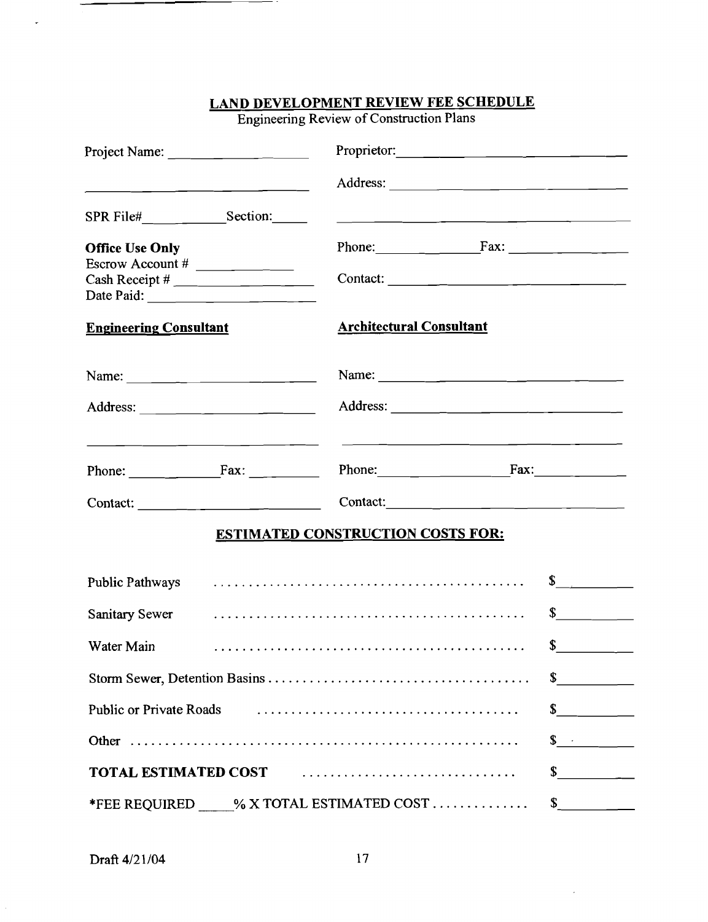# LAND DEVELOPMENT REVIEW FEE SCHEDULE

Engineering Review of Construction Plans

Project Name: ____________________

______________________________

SPR File# __________ Section: _____

**Office Use Only**

Escrow Account # ____________

Cash Receipt # ________________

Date Paid: ____________________

Proprietor: ____________________________

Address: ______________________________

______________________________________

Phone: ______________ Fax: ______________

Contact: ______________________________

**Engineering Consultant**

Name: ______________________

Address: ____________________

____________________________

Phone: ____________ Fax: _________

Contact: ______________________

**Architectural Consultant**

Name: ______________________________

Address: ____________________________

____________________________________

Phone: ______________ Fax: ____________

Contact: ______________________________

## ESTIMATED CONSTRUCTION COSTS FOR:

Public Pathways ............................................ $__________

Sanitary Sewer ............................................ $__________

Water Main ............................................ $__________

Storm Sewer, Detention Basins ..................................... $__________

Public or Private Roads ..................................... $__________

Other ........................................................ $__________

**TOTAL ESTIMATED COST** .............................. $__________

*FEE REQUIRED _____% X TOTAL ESTIMATED COST .............. $__________

Draft 4/21/04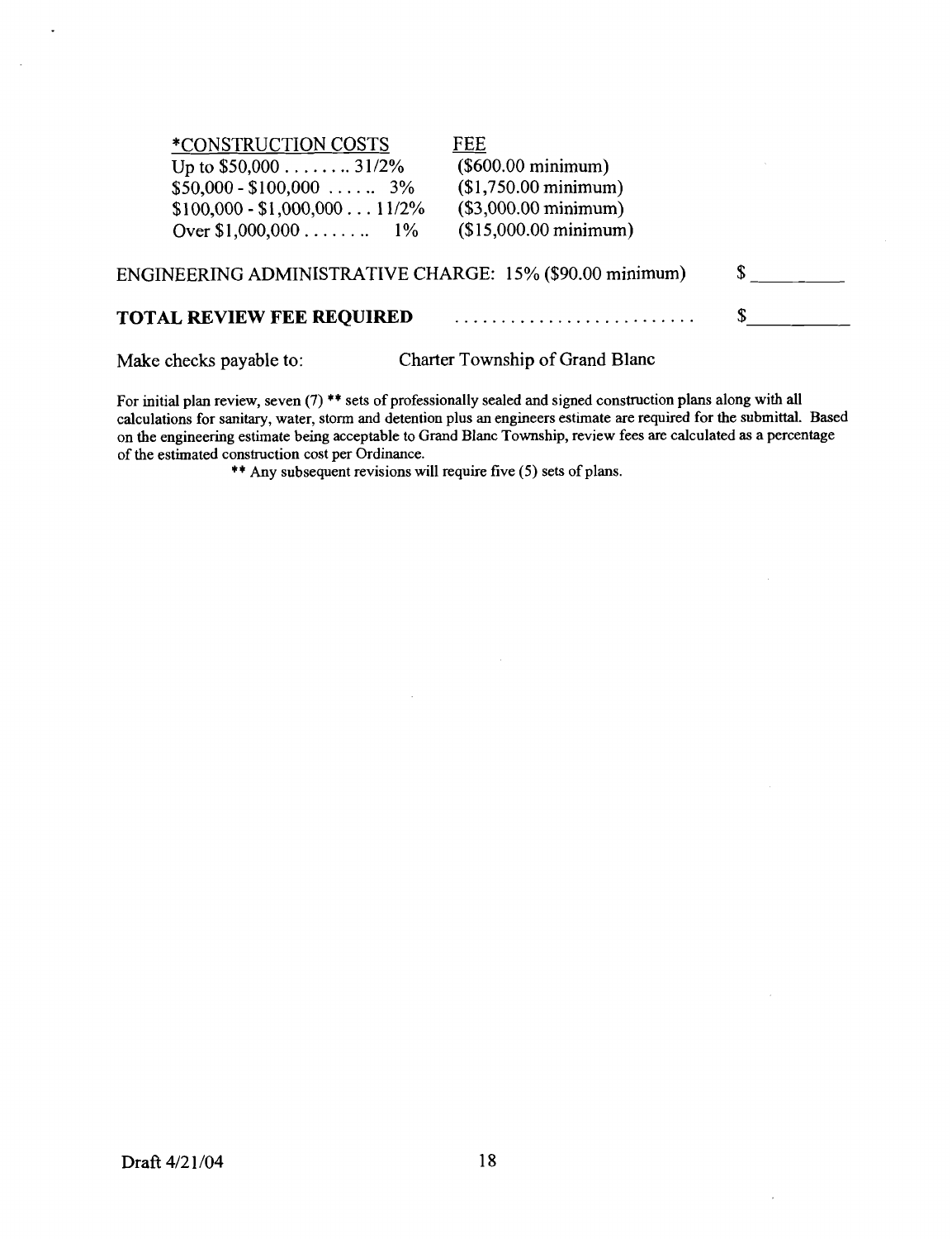| *CONSTRUCTION COSTS | FEE |
| --- | --- |
| Up to $50,000 . . . . . . . . 31/2% | ($600.00 minimum) |
| $50,000 - $100,000 . . . . . . 3% | ($1,750.00 minimum) |
| $100,000 - $1,000,000 . . . 11/2% | ($3,000.00 minimum) |
| Over $1,000,000 . . . . . . . . 1% | ($15,000.00 minimum) |

ENGINEERING ADMINISTRATIVE CHARGE: 15% ($90.00 minimum) $ __________

**TOTAL REVIEW FEE REQUIRED** . . . . . . . . . . . . . . . . . . . . . . . . . . $ __________

Make checks payable to: Charter Township of Grand Blanc

For initial plan review, seven (7) ** sets of professionally sealed and signed construction plans along with all calculations for sanitary, water, storm and detention plus an engineers estimate are required for the submittal. Based on the engineering estimate being acceptable to Grand Blanc Township, review fees are calculated as a percentage of the estimated construction cost per Ordinance.

** Any subsequent revisions will require five (5) sets of plans.

Draft 4/21/04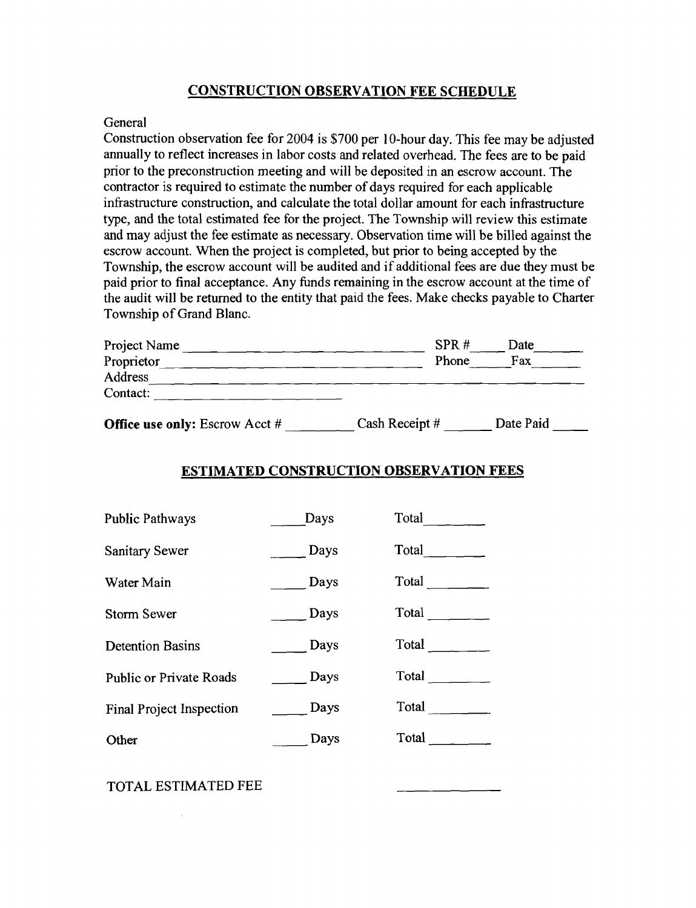## CONSTRUCTION OBSERVATION FEE SCHEDULE

General

Construction observation fee for 2004 is $700 per 10-hour day. This fee may be adjusted annually to reflect increases in labor costs and related overhead. The fees are to be paid prior to the preconstruction meeting and will be deposited in an escrow account. The contractor is required to estimate the number of days required for each applicable infrastructure construction, and calculate the total dollar amount for each infrastructure type, and the total estimated fee for the project. The Township will review this estimate and may adjust the fee estimate as necessary. Observation time will be billed against the escrow account. When the project is completed, but prior to being accepted by the Township, the escrow account will be audited and if additional fees are due they must be paid prior to final acceptance. Any funds remaining in the escrow account at the time of the audit will be returned to the entity that paid the fees. Make checks payable to Charter Township of Grand Blanc.

Project Name ______________________________ SPR # ____ Date ______

Proprietor ______________________________ Phone _____ Fax ______

Address ________________________________________________

Contact: ________________________

**Office use only:** Escrow Acct # _________ Cash Receipt # ______ Date Paid _____

## ESTIMATED CONSTRUCTION OBSERVATION FEES

| | | |
|---|---|---|
| Public Pathways | _____ Days | Total ________ |
| Sanitary Sewer | _____ Days | Total ________ |
| Water Main | _____ Days | Total ________ |
| Storm Sewer | _____ Days | Total ________ |
| Detention Basins | _____ Days | Total ________ |
| Public or Private Roads | _____ Days | Total ________ |
| Final Project Inspection | _____ Days | Total ________ |
| Other | _____ Days | Total ________ |

TOTAL ESTIMATED FEE ______________